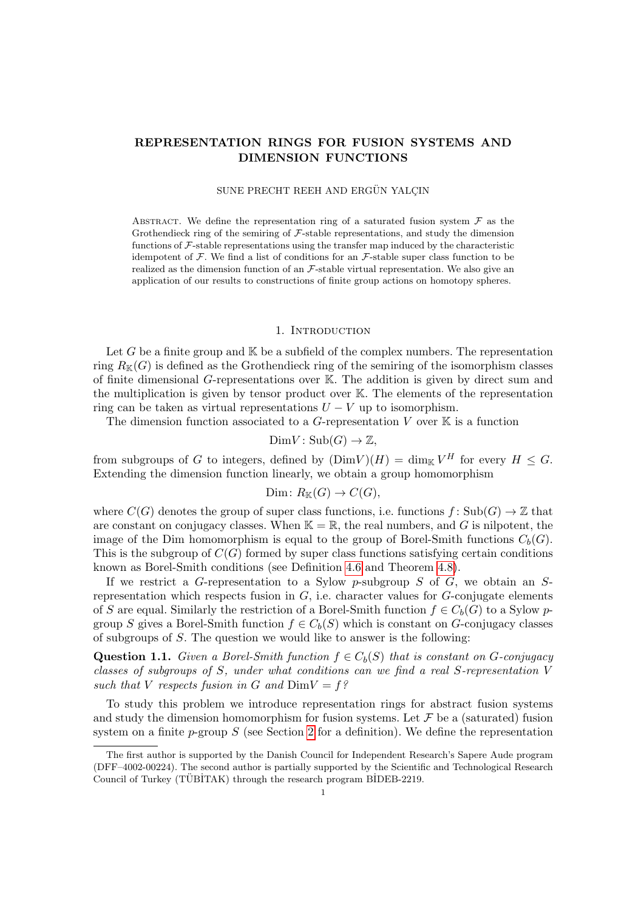# REPRESENTATION RINGS FOR FUSION SYSTEMS AND DIMENSION FUNCTIONS

SUNE PRECHT REEH AND ERGÜN YALÇIN

Abstract. We define the representation ring of a saturated fusion system $\mathcal{F}$ as the Grothendieck ring of the semiring of $\mathcal{F}$-stable representations, and study the dimension functions of $\mathcal{F}$-stable representations using the transfer map induced by the characteristic idempotent of $\mathcal{F}$. We find a list of conditions for an $\mathcal{F}$-stable super class function to be realized as the dimension function of an $\mathcal{F}$-stable virtual representation. We also give an application of our results to constructions of finite group actions on homotopy spheres.

## 1. Introduction

Let $G$ be a finite group and $\mathbb{K}$ be a subfield of the complex numbers. The representation ring $R_{\mathbb{K}}(G)$ is defined as the Grothendieck ring of the semiring of the isomorphism classes of finite dimensional $G$-representations over $\mathbb{K}$. The addition is given by direct sum and the multiplication is given by tensor product over $\mathbb{K}$. The elements of the representation ring can be taken as virtual representations $U - V$ up to isomorphism.

The dimension function associated to a $G$-representation $V$ over $\mathbb{K}$ is a function

$$\mathrm{Dim}V \colon \mathrm{Sub}(G) \to \mathbb{Z},$$

from subgroups of $G$ to integers, defined by $(\mathrm{Dim}V)(H) = \dim_{\mathbb{K}} V^H$ for every $H \leq G$. Extending the dimension function linearly, we obtain a group homomorphism

$$\mathrm{Dim} \colon R_{\mathbb{K}}(G) \to C(G),$$

where $C(G)$ denotes the group of super class functions, i.e. functions $f \colon \mathrm{Sub}(G) \to \mathbb{Z}$ that are constant on conjugacy classes. When $\mathbb{K} = \mathbb{R}$, the real numbers, and $G$ is nilpotent, the image of the Dim homomorphism is equal to the group of Borel-Smith functions $C_b(G)$. This is the subgroup of $C(G)$ formed by super class functions satisfying certain conditions known as Borel-Smith conditions (see Definition 4.6 and Theorem 4.8).

If we restrict a $G$-representation to a Sylow $p$-subgroup $S$ of $G$, we obtain an $S$-representation which respects fusion in $G$, i.e. character values for $G$-conjugate elements of $S$ are equal. Similarly the restriction of a Borel-Smith function $f \in C_b(G)$ to a Sylow $p$-group $S$ gives a Borel-Smith function $f \in C_b(S)$ which is constant on $G$-conjugacy classes of subgroups of $S$. The question we would like to answer is the following:

**Question 1.1.** *Given a Borel-Smith function $f \in C_b(S)$ that is constant on $G$-conjugacy classes of subgroups of $S$, under what conditions can we find a real $S$-representation $V$ such that $V$ respects fusion in $G$ and $\mathrm{Dim}V = f$?*

To study this problem we introduce representation rings for abstract fusion systems and study the dimension homomorphism for fusion systems. Let $\mathcal{F}$ be a (saturated) fusion system on a finite $p$-group $S$ (see Section 2 for a definition). We define the representation

The first author is supported by the Danish Council for Independent Research's Sapere Aude program (DFF–4002-00224). The second author is partially supported by the Scientific and Technological Research Council of Turkey (TÜBİTAK) through the research program BİDEB-2219.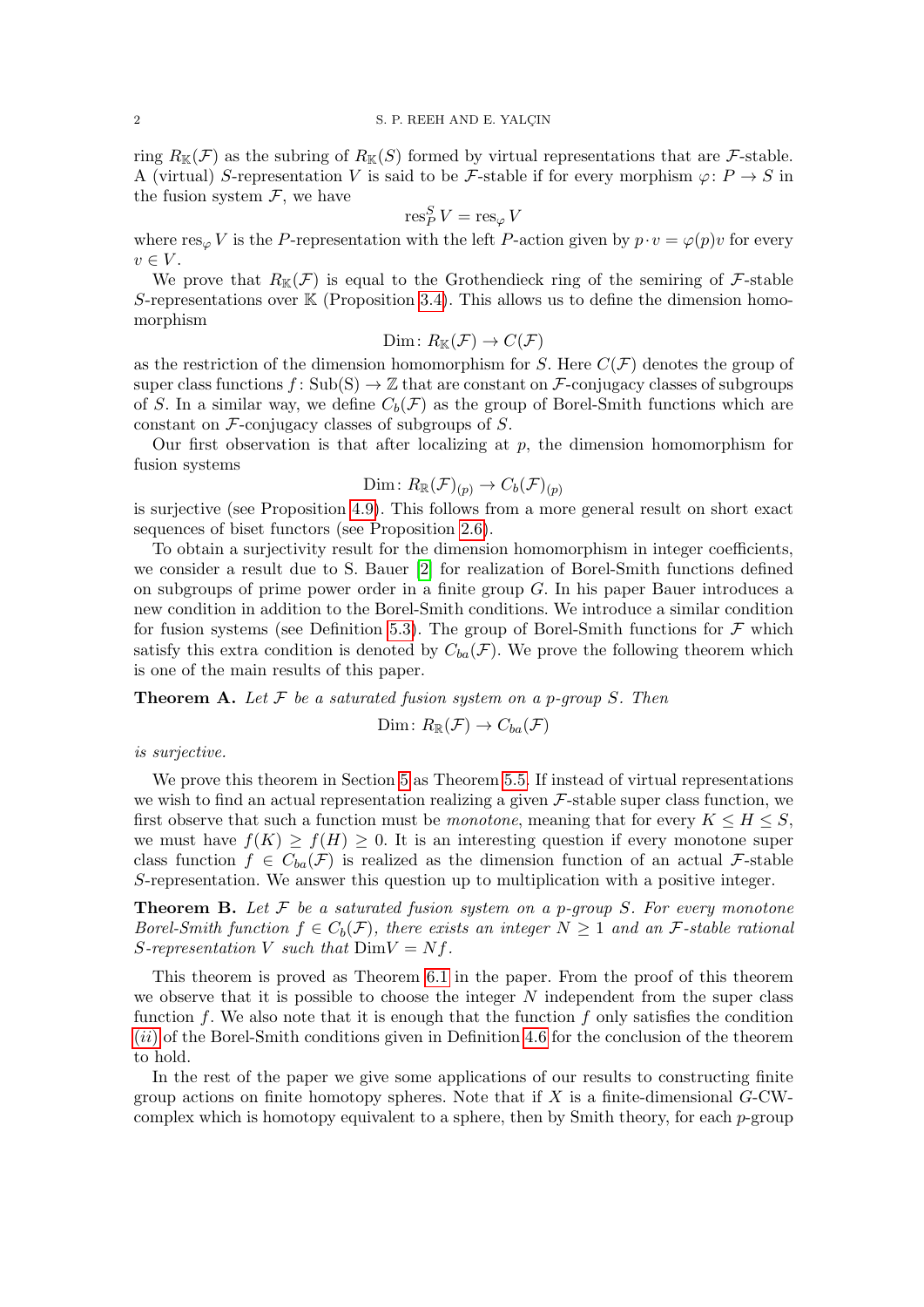ring $R_{\mathbb{K}}(\mathcal{F})$ as the subring of $R_{\mathbb{K}}(S)$ formed by virtual representations that are $\mathcal{F}$-stable. A (virtual) $S$-representation $V$ is said to be $\mathcal{F}$-stable if for every morphism $\varphi\colon P \to S$ in the fusion system $\mathcal{F}$, we have

$$\operatorname{res}^S_P V = \operatorname{res}_\varphi V$$

where $\operatorname{res}_\varphi V$ is the $P$-representation with the left $P$-action given by $p \cdot v = \varphi(p)v$ for every $v \in V$.

We prove that $R_{\mathbb{K}}(\mathcal{F})$ is equal to the Grothendieck ring of the semiring of $\mathcal{F}$-stable $S$-representations over $\mathbb{K}$ (Proposition 3.4). This allows us to define the dimension homomorphism

$$\operatorname{Dim}\colon R_{\mathbb{K}}(\mathcal{F}) \to C(\mathcal{F})$$

as the restriction of the dimension homomorphism for $S$. Here $C(\mathcal{F})$ denotes the group of super class functions $f\colon \operatorname{Sub(S)} \to \mathbb{Z}$ that are constant on $\mathcal{F}$-conjugacy classes of subgroups of $S$. In a similar way, we define $C_b(\mathcal{F})$ as the group of Borel-Smith functions which are constant on $\mathcal{F}$-conjugacy classes of subgroups of $S$.

Our first observation is that after localizing at $p$, the dimension homomorphism for fusion systems

$$\operatorname{Dim}\colon R_{\mathbb{R}}(\mathcal{F})_{(p)} \to C_b(\mathcal{F})_{(p)}$$

is surjective (see Proposition 4.9). This follows from a more general result on short exact sequences of biset functors (see Proposition 2.6).

To obtain a surjectivity result for the dimension homomorphism in integer coefficients, we consider a result due to S. Bauer [2] for realization of Borel-Smith functions defined on subgroups of prime power order in a finite group $G$. In his paper Bauer introduces a new condition in addition to the Borel-Smith conditions. We introduce a similar condition for fusion systems (see Definition 5.3). The group of Borel-Smith functions for $\mathcal{F}$ which satisfy this extra condition is denoted by $C_{ba}(\mathcal{F})$. We prove the following theorem which is one of the main results of this paper.

**Theorem A.** *Let $\mathcal{F}$ be a saturated fusion system on a $p$-group $S$. Then*

$$\operatorname{Dim}\colon R_{\mathbb{R}}(\mathcal{F}) \to C_{ba}(\mathcal{F})$$

*is surjective.*

We prove this theorem in Section 5 as Theorem 5.5. If instead of virtual representations we wish to find an actual representation realizing a given $\mathcal{F}$-stable super class function, we first observe that such a function must be *monotone*, meaning that for every $K \le H \le S$, we must have $f(K) \ge f(H) \ge 0$. It is an interesting question if every monotone super class function $f \in C_{ba}(\mathcal{F})$ is realized as the dimension function of an actual $\mathcal{F}$-stable $S$-representation. We answer this question up to multiplication with a positive integer.

**Theorem B.** *Let $\mathcal{F}$ be a saturated fusion system on a $p$-group $S$. For every monotone Borel-Smith function $f \in C_b(\mathcal{F})$, there exists an integer $N \ge 1$ and an $\mathcal{F}$-stable rational $S$-representation $V$ such that $\operatorname{Dim} V = Nf$.*

This theorem is proved as Theorem 6.1 in the paper. From the proof of this theorem we observe that it is possible to choose the integer $N$ independent from the super class function $f$. We also note that it is enough that the function $f$ only satisfies the condition *(ii)* of the Borel-Smith conditions given in Definition 4.6 for the conclusion of the theorem to hold.

In the rest of the paper we give some applications of our results to constructing finite group actions on finite homotopy spheres. Note that if $X$ is a finite-dimensional $G$-CW-complex which is homotopy equivalent to a sphere, then by Smith theory, for each $p$-group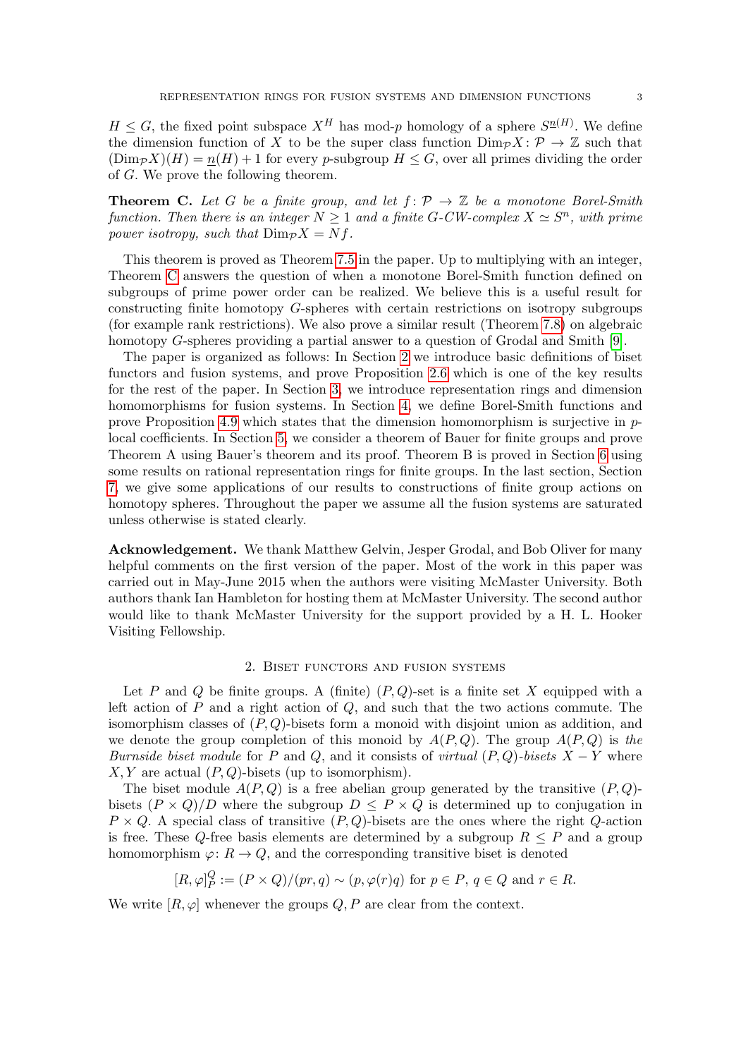$H \leq G$, the fixed point subspace $X^H$ has mod-$p$ homology of a sphere $S^{\underline{n}(H)}$. We define the dimension function of $X$ to be the super class function $\mathrm{Dim}_{\mathcal{P}} X \colon \mathcal{P} \to \mathbb{Z}$ such that $(\mathrm{Dim}_{\mathcal{P}} X)(H) = \underline{n}(H) + 1$ for every $p$-subgroup $H \leq G$, over all primes dividing the order of $G$. We prove the following theorem.

**Theorem C.** *Let $G$ be a finite group, and let $f \colon \mathcal{P} \to \mathbb{Z}$ be a monotone Borel-Smith function. Then there is an integer $N \geq 1$ and a finite $G$-CW-complex $X \simeq S^n$, with prime power isotropy, such that $\mathrm{Dim}_{\mathcal{P}} X = Nf$.*

This theorem is proved as Theorem 7.5 in the paper. Up to multiplying with an integer, Theorem C answers the question of when a monotone Borel-Smith function defined on subgroups of prime power order can be realized. We believe this is a useful result for constructing finite homotopy $G$-spheres with certain restrictions on isotropy subgroups (for example rank restrictions). We also prove a similar result (Theorem 7.8) on algebraic homotopy $G$-spheres providing a partial answer to a question of Grodal and Smith [9].

The paper is organized as follows: In Section 2 we introduce basic definitions of biset functors and fusion systems, and prove Proposition 2.6 which is one of the key results for the rest of the paper. In Section 3, we introduce representation rings and dimension homomorphisms for fusion systems. In Section 4, we define Borel-Smith functions and prove Proposition 4.9 which states that the dimension homomorphism is surjective in $p$-local coefficients. In Section 5, we consider a theorem of Bauer for finite groups and prove Theorem A using Bauer's theorem and its proof. Theorem B is proved in Section 6 using some results on rational representation rings for finite groups. In the last section, Section 7, we give some applications of our results to constructions of finite group actions on homotopy spheres. Throughout the paper we assume all the fusion systems are saturated unless otherwise is stated clearly.

**Acknowledgement.** We thank Matthew Gelvin, Jesper Grodal, and Bob Oliver for many helpful comments on the first version of the paper. Most of the work in this paper was carried out in May-June 2015 when the authors were visiting McMaster University. Both authors thank Ian Hambleton for hosting them at McMaster University. The second author would like to thank McMaster University for the support provided by a H. L. Hooker Visiting Fellowship.

## 2. Biset functors and fusion systems

Let $P$ and $Q$ be finite groups. A (finite) $(P, Q)$-set is a finite set $X$ equipped with a left action of $P$ and a right action of $Q$, and such that the two actions commute. The isomorphism classes of $(P, Q)$-bisets form a monoid with disjoint union as addition, and we denote the group completion of this monoid by $A(P, Q)$. The group $A(P, Q)$ is *the Burnside biset module* for $P$ and $Q$, and it consists of *virtual* $(P, Q)$-*bisets* $X - Y$ where $X, Y$ are actual $(P, Q)$-bisets (up to isomorphism).

The biset module $A(P, Q)$ is a free abelian group generated by the transitive $(P, Q)$-bisets $(P \times Q)/D$ where the subgroup $D \leq P \times Q$ is determined up to conjugation in $P \times Q$. A special class of transitive $(P, Q)$-bisets are the ones where the right $Q$-action is free. These $Q$-free basis elements are determined by a subgroup $R \leq P$ and a group homomorphism $\varphi \colon R \to Q$, and the corresponding transitive biset is denoted

$$[R, \varphi]_P^Q := (P \times Q)/(pr, q) \sim (p, \varphi(r)q) \text{ for } p \in P,\ q \in Q \text{ and } r \in R.$$

We write $[R, \varphi]$ whenever the groups $Q, P$ are clear from the context.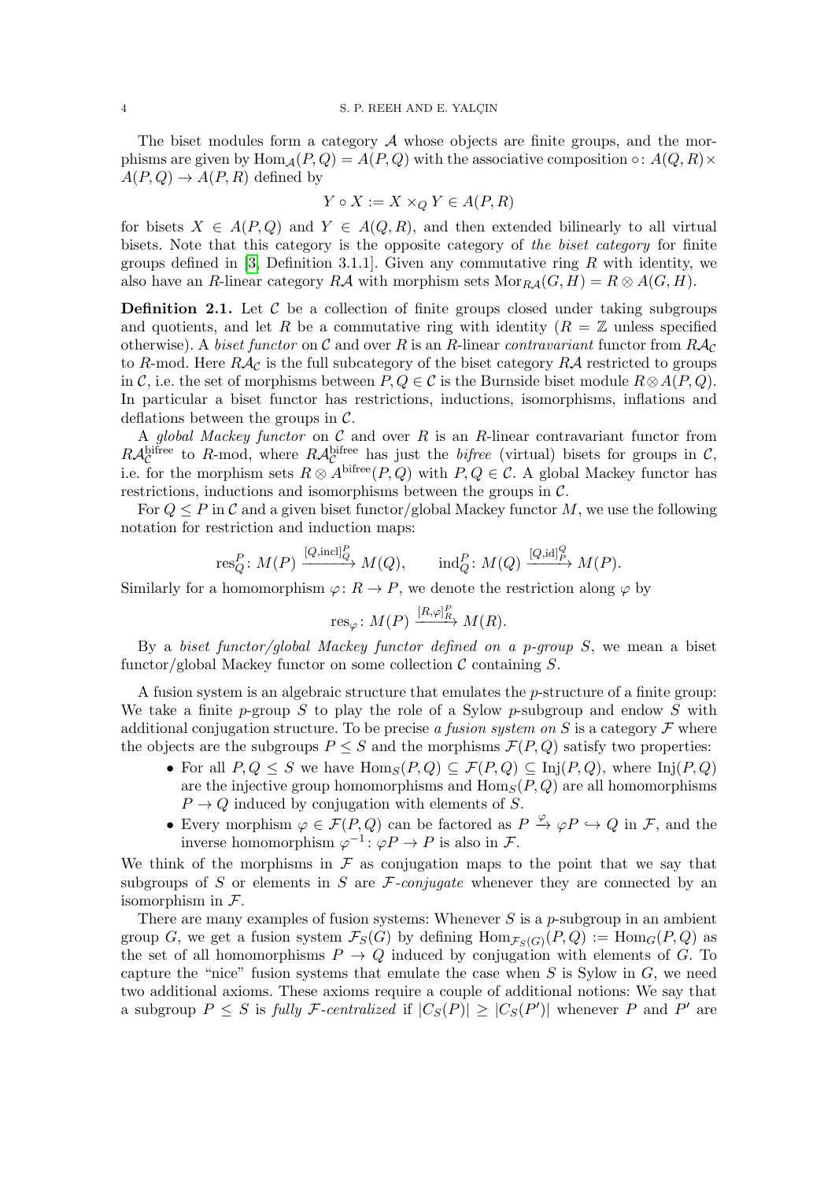The biset modules form a category $\mathcal{A}$ whose objects are finite groups, and the morphisms are given by $\mathrm{Hom}_{\mathcal{A}}(P, Q) = A(P, Q)$ with the associative composition $\circ\colon A(Q, R) \times A(P, Q) \to A(P, R)$ defined by

$$Y \circ X := X \times_Q Y \in A(P, R)$$

for bisets $X \in A(P, Q)$ and $Y \in A(Q, R)$, and then extended bilinearly to all virtual bisets. Note that this category is the opposite category of *the biset category* for finite groups defined in [3, Definition 3.1.1]. Given any commutative ring $R$ with identity, we also have an $R$-linear category $R\mathcal{A}$ with morphism sets $\mathrm{Mor}_{R\mathcal{A}}(G, H) = R \otimes A(G, H)$.

**Definition 2.1.** Let $\mathcal{C}$ be a collection of finite groups closed under taking subgroups and quotients, and let $R$ be a commutative ring with identity ($R = \mathbb{Z}$ unless specified otherwise). A *biset functor* on $\mathcal{C}$ and over $R$ is an $R$-linear *contravariant* functor from $R\mathcal{A}_{\mathcal{C}}$ to $R$-mod. Here $R\mathcal{A}_{\mathcal{C}}$ is the full subcategory of the biset category $R\mathcal{A}$ restricted to groups in $\mathcal{C}$, i.e. the set of morphisms between $P, Q \in \mathcal{C}$ is the Burnside biset module $R \otimes A(P, Q)$. In particular a biset functor has restrictions, inductions, isomorphisms, inflations and deflations between the groups in $\mathcal{C}$.

A *global Mackey functor* on $\mathcal{C}$ and over $R$ is an $R$-linear contravariant functor from $R\mathcal{A}^{\text{bifree}}_{\mathcal{C}}$ to $R$-mod, where $R\mathcal{A}^{\text{bifree}}_{\mathcal{C}}$ has just the *bifree* (virtual) bisets for groups in $\mathcal{C}$, i.e. for the morphism sets $R \otimes A^{\text{bifree}}(P, Q)$ with $P, Q \in \mathcal{C}$. A global Mackey functor has restrictions, inductions and isomorphisms between the groups in $\mathcal{C}$.

For $Q \leq P$ in $\mathcal{C}$ and a given biset functor/global Mackey functor $M$, we use the following notation for restriction and induction maps:

$$\mathrm{res}^P_Q\colon M(P) \xrightarrow{[Q,\mathrm{incl}]^P_Q} M(Q), \qquad \mathrm{ind}^P_Q\colon M(Q) \xrightarrow{[Q,\mathrm{id}]^Q_P} M(P).$$

Similarly for a homomorphism $\varphi\colon R \to P$, we denote the restriction along $\varphi$ by

$$\mathrm{res}_\varphi\colon M(P) \xrightarrow{[R,\varphi]^P_R} M(R).$$

By a *biset functor/global Mackey functor defined on a $p$-group $S$*, we mean a biset functor/global Mackey functor on some collection $\mathcal{C}$ containing $S$.

A fusion system is an algebraic structure that emulates the $p$-structure of a finite group: We take a finite $p$-group $S$ to play the role of a Sylow $p$-subgroup and endow $S$ with additional conjugation structure. To be precise *a fusion system on $S$* is a category $\mathcal{F}$ where the objects are the subgroups $P \leq S$ and the morphisms $\mathcal{F}(P, Q)$ satisfy two properties:

- For all $P, Q \leq S$ we have $\mathrm{Hom}_S(P, Q) \subseteq \mathcal{F}(P, Q) \subseteq \mathrm{Inj}(P, Q)$, where $\mathrm{Inj}(P, Q)$ are the injective group homomorphisms and $\mathrm{Hom}_S(P, Q)$ are all homomorphisms $P \to Q$ induced by conjugation with elements of $S$.
- Every morphism $\varphi \in \mathcal{F}(P, Q)$ can be factored as $P \xrightarrow{\varphi} \varphi P \hookrightarrow Q$ in $\mathcal{F}$, and the inverse homomorphism $\varphi^{-1}\colon \varphi P \to P$ is also in $\mathcal{F}$.

We think of the morphisms in $\mathcal{F}$ as conjugation maps to the point that we say that subgroups of $S$ or elements in $S$ are *$\mathcal{F}$-conjugate* whenever they are connected by an isomorphism in $\mathcal{F}$.

There are many examples of fusion systems: Whenever $S$ is a $p$-subgroup in an ambient group $G$, we get a fusion system $\mathcal{F}_S(G)$ by defining $\mathrm{Hom}_{\mathcal{F}_S(G)}(P, Q) := \mathrm{Hom}_G(P, Q)$ as the set of all homomorphisms $P \to Q$ induced by conjugation with elements of $G$. To capture the "nice" fusion systems that emulate the case when $S$ is Sylow in $G$, we need two additional axioms. These axioms require a couple of additional notions: We say that a subgroup $P \leq S$ is *fully $\mathcal{F}$-centralized* if $|C_S(P)| \geq |C_S(P')|$ whenever $P$ and $P'$ are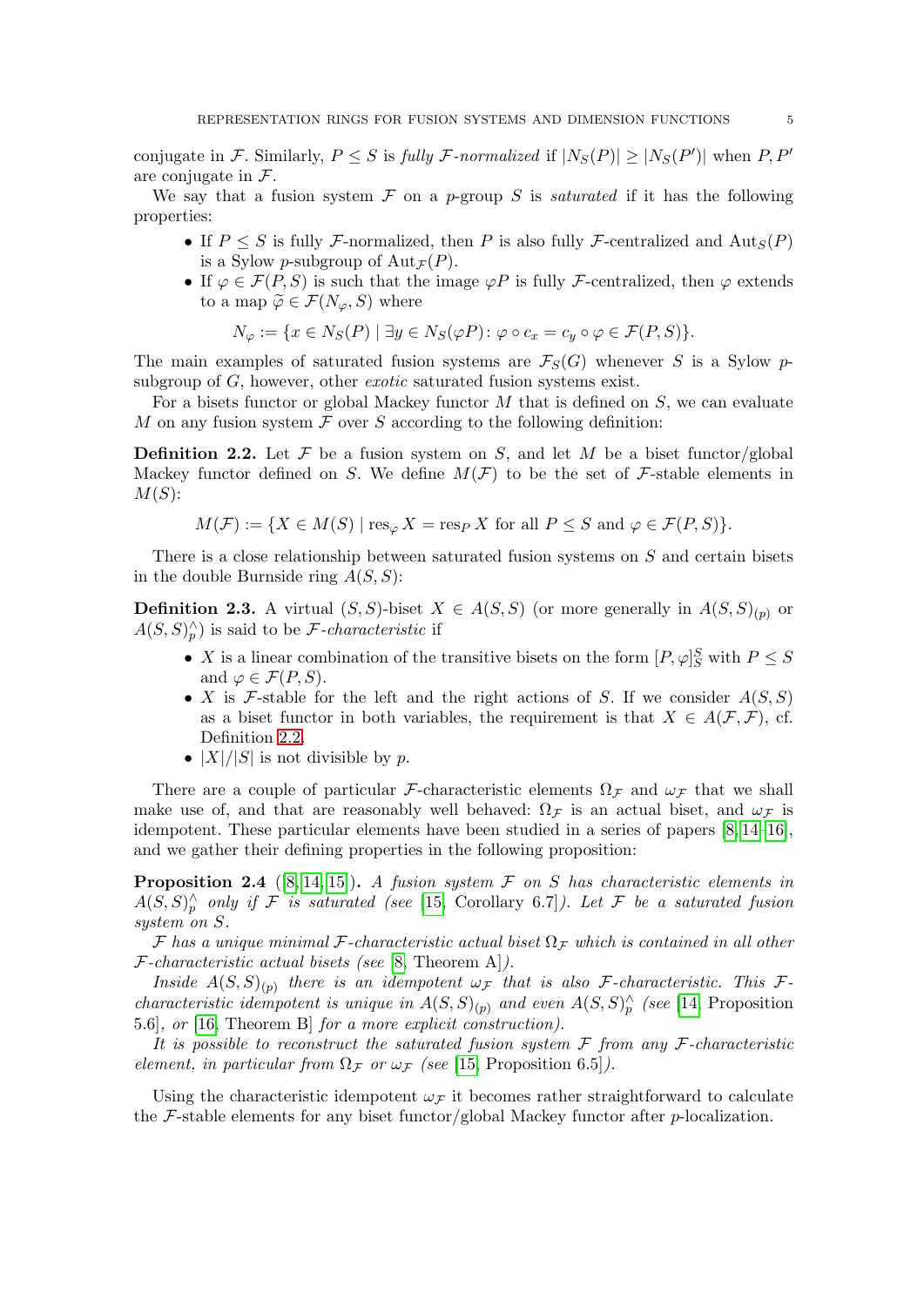conjugate in $\mathcal{F}$. Similarly, $P \leq S$ is *fully $\mathcal{F}$-normalized* if $|N_S(P)| \geq |N_S(P')|$ when $P, P'$ are conjugate in $\mathcal{F}$.

We say that a fusion system $\mathcal{F}$ on a $p$-group $S$ is *saturated* if it has the following properties:

- If $P \leq S$ is fully $\mathcal{F}$-normalized, then $P$ is also fully $\mathcal{F}$-centralized and $\mathrm{Aut}_S(P)$ is a Sylow $p$-subgroup of $\mathrm{Aut}_{\mathcal{F}}(P)$.
- If $\varphi \in \mathcal{F}(P, S)$ is such that the image $\varphi P$ is fully $\mathcal{F}$-centralized, then $\varphi$ extends to a map $\widetilde{\varphi} \in \mathcal{F}(N_\varphi, S)$ where

$$N_\varphi := \{x \in N_S(P) \mid \exists y \in N_S(\varphi P)\colon \varphi \circ c_x = c_y \circ \varphi \in \mathcal{F}(P, S)\}.$$

The main examples of saturated fusion systems are $\mathcal{F}_S(G)$ whenever $S$ is a Sylow $p$-subgroup of $G$, however, other *exotic* saturated fusion systems exist.

For a bisets functor or global Mackey functor $M$ that is defined on $S$, we can evaluate $M$ on any fusion system $\mathcal{F}$ over $S$ according to the following definition:

**Definition 2.2.** Let $\mathcal{F}$ be a fusion system on $S$, and let $M$ be a biset functor/global Mackey functor defined on $S$. We define $M(\mathcal{F})$ to be the set of $\mathcal{F}$-stable elements in $M(S)$:

$$M(\mathcal{F}) := \{X \in M(S) \mid \mathrm{res}_\varphi X = \mathrm{res}_P X \text{ for all } P \leq S \text{ and } \varphi \in \mathcal{F}(P, S)\}.$$

There is a close relationship between saturated fusion systems on $S$ and certain bisets in the double Burnside ring $A(S, S)$:

**Definition 2.3.** A virtual $(S, S)$-biset $X \in A(S, S)$ (or more generally in $A(S, S)_{(p)}$ or $A(S, S)^\wedge_p$) is said to be *$\mathcal{F}$-characteristic* if

- $X$ is a linear combination of the transitive bisets on the form $[P, \varphi]_S^S$ with $P \leq S$ and $\varphi \in \mathcal{F}(P, S)$.
- $X$ is $\mathcal{F}$-stable for the left and the right actions of $S$. If we consider $A(S, S)$ as a biset functor in both variables, the requirement is that $X \in A(\mathcal{F}, \mathcal{F})$, cf. Definition 2.2.
- $|X|/|S|$ is not divisible by $p$.

There are a couple of particular $\mathcal{F}$-characteristic elements $\Omega_{\mathcal{F}}$ and $\omega_{\mathcal{F}}$ that we shall make use of, and that are reasonably well behaved: $\Omega_{\mathcal{F}}$ is an actual biset, and $\omega_{\mathcal{F}}$ is idempotent. These particular elements have been studied in a series of papers [8, 14–16], and we gather their defining properties in the following proposition:

**Proposition 2.4** ([8, 14, 15])**.** *A fusion system $\mathcal{F}$ on $S$ has characteristic elements in $A(S, S)^\wedge_p$ only if $\mathcal{F}$ is saturated (see* [15, Corollary 6.7]*). Let $\mathcal{F}$ be a saturated fusion system on $S$.*

*$\mathcal{F}$ has a unique minimal $\mathcal{F}$-characteristic actual biset $\Omega_{\mathcal{F}}$ which is contained in all other $\mathcal{F}$-characteristic actual bisets (see* [8, Theorem A]*).*

*Inside $A(S, S)_{(p)}$ there is an idempotent $\omega_{\mathcal{F}}$ that is also $\mathcal{F}$-characteristic. This $\mathcal{F}$-characteristic idempotent is unique in $A(S, S)_{(p)}$ and even $A(S, S)^\wedge_p$ (see* [14, Proposition 5.6]*, or* [16, Theorem B] *for a more explicit construction).*

*It is possible to reconstruct the saturated fusion system $\mathcal{F}$ from any $\mathcal{F}$-characteristic element, in particular from $\Omega_{\mathcal{F}}$ or $\omega_{\mathcal{F}}$ (see* [15, Proposition 6.5]*).*

Using the characteristic idempotent $\omega_{\mathcal{F}}$ it becomes rather straightforward to calculate the $\mathcal{F}$-stable elements for any biset functor/global Mackey functor after $p$-localization.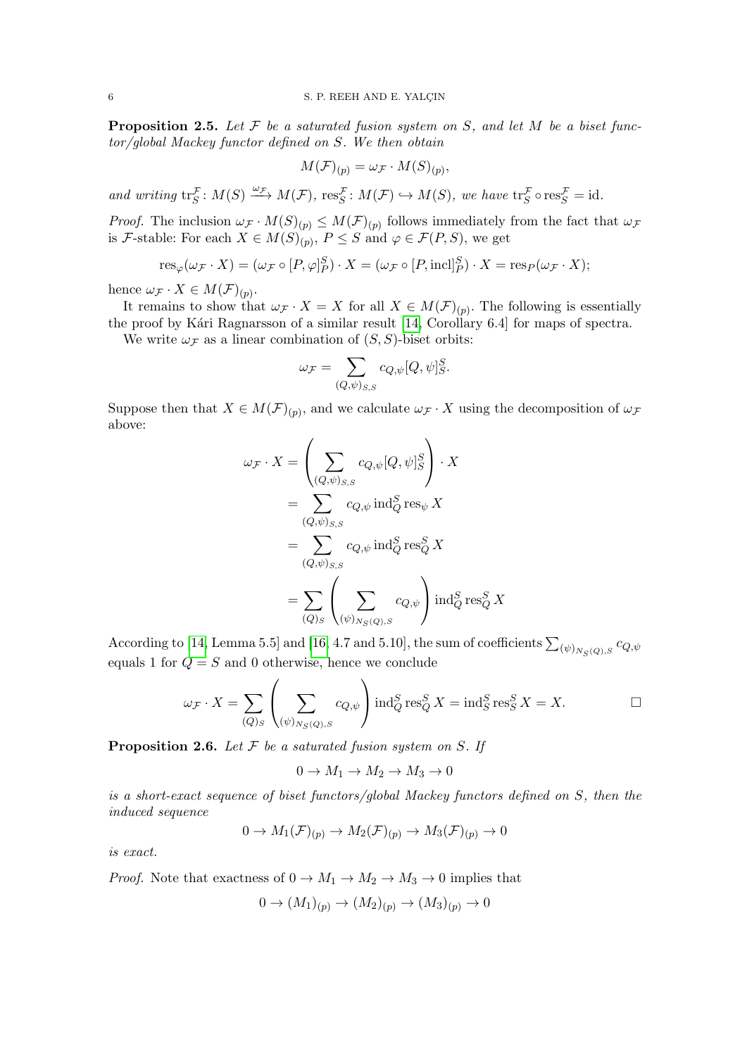**Proposition 2.5.** *Let $\mathcal{F}$ be a saturated fusion system on $S$, and let $M$ be a biset functor/global Mackey functor defined on $S$. We then obtain*

$$M(\mathcal{F})_{(p)} = \omega_{\mathcal{F}} \cdot M(S)_{(p)},$$

*and writing $\operatorname{tr}_S^{\mathcal{F}} \colon M(S) \xrightarrow{\omega_{\mathcal{F}}} M(\mathcal{F})$, $\operatorname{res}_S^{\mathcal{F}} \colon M(\mathcal{F}) \hookrightarrow M(S)$, we have $\operatorname{tr}_S^{\mathcal{F}} \circ \operatorname{res}_S^{\mathcal{F}} = \operatorname{id}$.*

*Proof.* The inclusion $\omega_{\mathcal{F}} \cdot M(S)_{(p)} \leq M(\mathcal{F})_{(p)}$ follows immediately from the fact that $\omega_{\mathcal{F}}$ is $\mathcal{F}$-stable: For each $X \in M(S)_{(p)}$, $P \leq S$ and $\varphi \in \mathcal{F}(P, S)$, we get

$$\operatorname{res}_\varphi(\omega_{\mathcal{F}} \cdot X) = (\omega_{\mathcal{F}} \circ [P, \varphi]_P^S) \cdot X = (\omega_{\mathcal{F}} \circ [P, \operatorname{incl}]_P^S) \cdot X = \operatorname{res}_P(\omega_{\mathcal{F}} \cdot X);$$

hence $\omega_{\mathcal{F}} \cdot X \in M(\mathcal{F})_{(p)}$.

It remains to show that $\omega_{\mathcal{F}} \cdot X = X$ for all $X \in M(\mathcal{F})_{(p)}$. The following is essentially the proof by Kári Ragnarsson of a similar result [14, Corollary 6.4] for maps of spectra.

We write $\omega_{\mathcal{F}}$ as a linear combination of $(S, S)$-biset orbits:

$$\omega_{\mathcal{F}} = \sum_{(Q,\psi)_{S,S}} c_{Q,\psi} [Q, \psi]_S^S.$$

Suppose then that $X \in M(\mathcal{F})_{(p)}$, and we calculate $\omega_{\mathcal{F}} \cdot X$ using the decomposition of $\omega_{\mathcal{F}}$ above:

$$\begin{aligned}
\omega_{\mathcal{F}} \cdot X &= \left( \sum_{(Q,\psi)_{S,S}} c_{Q,\psi} [Q, \psi]_S^S \right) \cdot X \\
&= \sum_{(Q,\psi)_{S,S}} c_{Q,\psi} \operatorname{ind}_Q^S \operatorname{res}_\psi X \\
&= \sum_{(Q,\psi)_{S,S}} c_{Q,\psi} \operatorname{ind}_Q^S \operatorname{res}_Q^S X \\
&= \sum_{(Q)_S} \left( \sum_{(\psi)_{N_S(Q),S}} c_{Q,\psi} \right) \operatorname{ind}_Q^S \operatorname{res}_Q^S X
\end{aligned}$$

According to [14, Lemma 5.5] and [16, 4.7 and 5.10], the sum of coefficients $\sum_{(\psi)_{N_S(Q),S}} c_{Q,\psi}$ equals 1 for $Q = S$ and 0 otherwise, hence we conclude

$$\omega_{\mathcal{F}} \cdot X = \sum_{(Q)_S} \left( \sum_{(\psi)_{N_S(Q),S}} c_{Q,\psi} \right) \operatorname{ind}_Q^S \operatorname{res}_Q^S X = \operatorname{ind}_S^S \operatorname{res}_S^S X = X. \qquad \square$$

**Proposition 2.6.** *Let $\mathcal{F}$ be a saturated fusion system on $S$. If*

$$0 \to M_1 \to M_2 \to M_3 \to 0$$

*is a short-exact sequence of biset functors/global Mackey functors defined on $S$, then the induced sequence*

$$0 \to M_1(\mathcal{F})_{(p)} \to M_2(\mathcal{F})_{(p)} \to M_3(\mathcal{F})_{(p)} \to 0$$

*is exact.*

*Proof.* Note that exactness of $0 \to M_1 \to M_2 \to M_3 \to 0$ implies that

$$0 \to (M_1)_{(p)} \to (M_2)_{(p)} \to (M_3)_{(p)} \to 0$$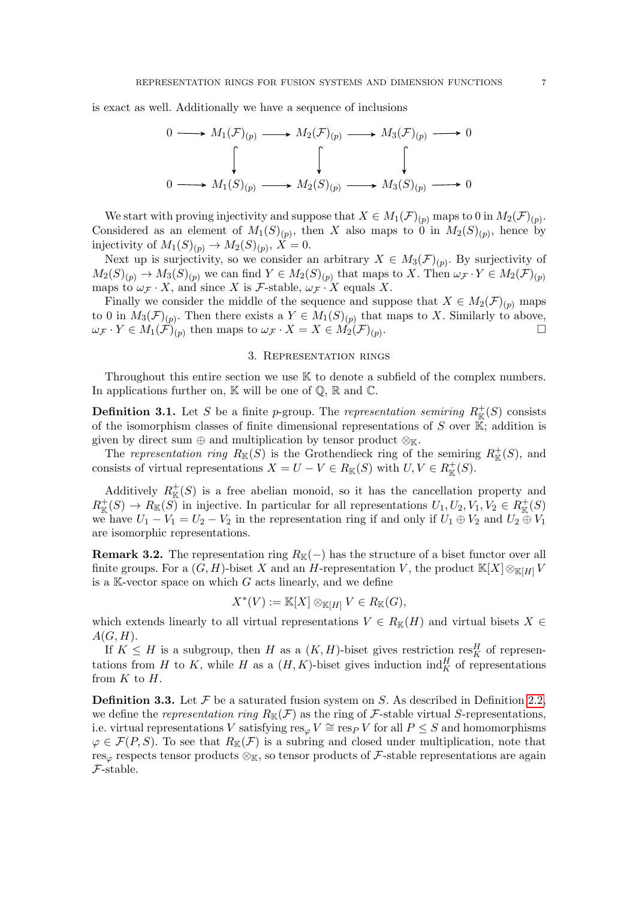is exact as well. Additionally we have a sequence of inclusions

$$\begin{array}{ccccccccc}
0 & \longrightarrow & M_1(\mathcal{F})_{(p)} & \longrightarrow & M_2(\mathcal{F})_{(p)} & \longrightarrow & M_3(\mathcal{F})_{(p)} & \longrightarrow & 0 \\
 & & \downarrow & & \downarrow & & \downarrow & & \\
0 & \longrightarrow & M_1(S)_{(p)} & \longrightarrow & M_2(S)_{(p)} & \longrightarrow & M_3(S)_{(p)} & \longrightarrow & 0
\end{array}$$

We start with proving injectivity and suppose that $X \in M_1(\mathcal{F})_{(p)}$ maps to 0 in $M_2(\mathcal{F})_{(p)}$. Considered as an element of $M_1(S)_{(p)}$, then $X$ also maps to 0 in $M_2(S)_{(p)}$, hence by injectivity of $M_1(S)_{(p)} \to M_2(S)_{(p)}$, $X = 0$.

Next up is surjectivity, so we consider an arbitrary $X \in M_3(\mathcal{F})_{(p)}$. By surjectivity of $M_2(S)_{(p)} \to M_3(S)_{(p)}$ we can find $Y \in M_2(S)_{(p)}$ that maps to $X$. Then $\omega_{\mathcal{F}} \cdot Y \in M_2(\mathcal{F})_{(p)}$ maps to $\omega_{\mathcal{F}} \cdot X$, and since $X$ is $\mathcal{F}$-stable, $\omega_{\mathcal{F}} \cdot X$ equals $X$.

Finally we consider the middle of the sequence and suppose that $X \in M_2(\mathcal{F})_{(p)}$ maps to 0 in $M_3(\mathcal{F})_{(p)}$. Then there exists a $Y \in M_1(S)_{(p)}$ that maps to $X$. Similarly to above, $\omega_{\mathcal{F}} \cdot Y \in M_1(\mathcal{F})_{(p)}$ then maps to $\omega_{\mathcal{F}} \cdot X = X \in M_2(\mathcal{F})_{(p)}$. □

## 3. Representation rings

Throughout this entire section we use $\mathbb{K}$ to denote a subfield of the complex numbers. In applications further on, $\mathbb{K}$ will be one of $\mathbb{Q}$, $\mathbb{R}$ and $\mathbb{C}$.

**Definition 3.1.** Let $S$ be a finite $p$-group. The *representation semiring* $R^+_{\mathbb{K}}(S)$ consists of the isomorphism classes of finite dimensional representations of $S$ over $\mathbb{K}$; addition is given by direct sum $\oplus$ and multiplication by tensor product $\otimes_{\mathbb{K}}$.

The *representation ring* $R_{\mathbb{K}}(S)$ is the Grothendieck ring of the semiring $R^+_{\mathbb{K}}(S)$, and consists of virtual representations $X = U - V \in R_{\mathbb{K}}(S)$ with $U, V \in R^+_{\mathbb{K}}(S)$.

Additively $R^+_{\mathbb{K}}(S)$ is a free abelian monoid, so it has the cancellation property and $R^+_{\mathbb{K}}(S) \to R_{\mathbb{K}}(S)$ in injective. In particular for all representations $U_1, U_2, V_1, V_2 \in R^+_{\mathbb{K}}(S)$ we have $U_1 - V_1 = U_2 - V_2$ in the representation ring if and only if $U_1 \oplus V_2$ and $U_2 \oplus V_1$ are isomorphic representations.

**Remark 3.2.** The representation ring $R_{\mathbb{K}}(-)$ has the structure of a biset functor over all finite groups. For a $(G, H)$-biset $X$ and an $H$-representation $V$, the product $\mathbb{K}[X] \otimes_{\mathbb{K}[H]} V$ is a $\mathbb{K}$-vector space on which $G$ acts linearly, and we define

$$X^*(V) := \mathbb{K}[X] \otimes_{\mathbb{K}[H]} V \in R_{\mathbb{K}}(G),$$

which extends linearly to all virtual representations $V \in R_{\mathbb{K}}(H)$ and virtual bisets $X \in A(G, H)$.

If $K \leq H$ is a subgroup, then $H$ as a $(K, H)$-biset gives restriction $\operatorname{res}^H_K$ of representations from $H$ to $K$, while $H$ as a $(H, K)$-biset gives induction $\operatorname{ind}^H_K$ of representations from $K$ to $H$.

**Definition 3.3.** Let $\mathcal{F}$ be a saturated fusion system on $S$. As described in Definition 2.2, we define the *representation ring* $R_{\mathbb{K}}(\mathcal{F})$ as the ring of $\mathcal{F}$-stable virtual $S$-representations, i.e. virtual representations $V$ satisfying $\operatorname{res}_\varphi V \cong \operatorname{res}_P V$ for all $P \leq S$ and homomorphisms $\varphi \in \mathcal{F}(P, S)$. To see that $R_{\mathbb{K}}(\mathcal{F})$ is a subring and closed under multiplication, note that $\operatorname{res}_\varphi$ respects tensor products $\otimes_{\mathbb{K}}$, so tensor products of $\mathcal{F}$-stable representations are again $\mathcal{F}$-stable.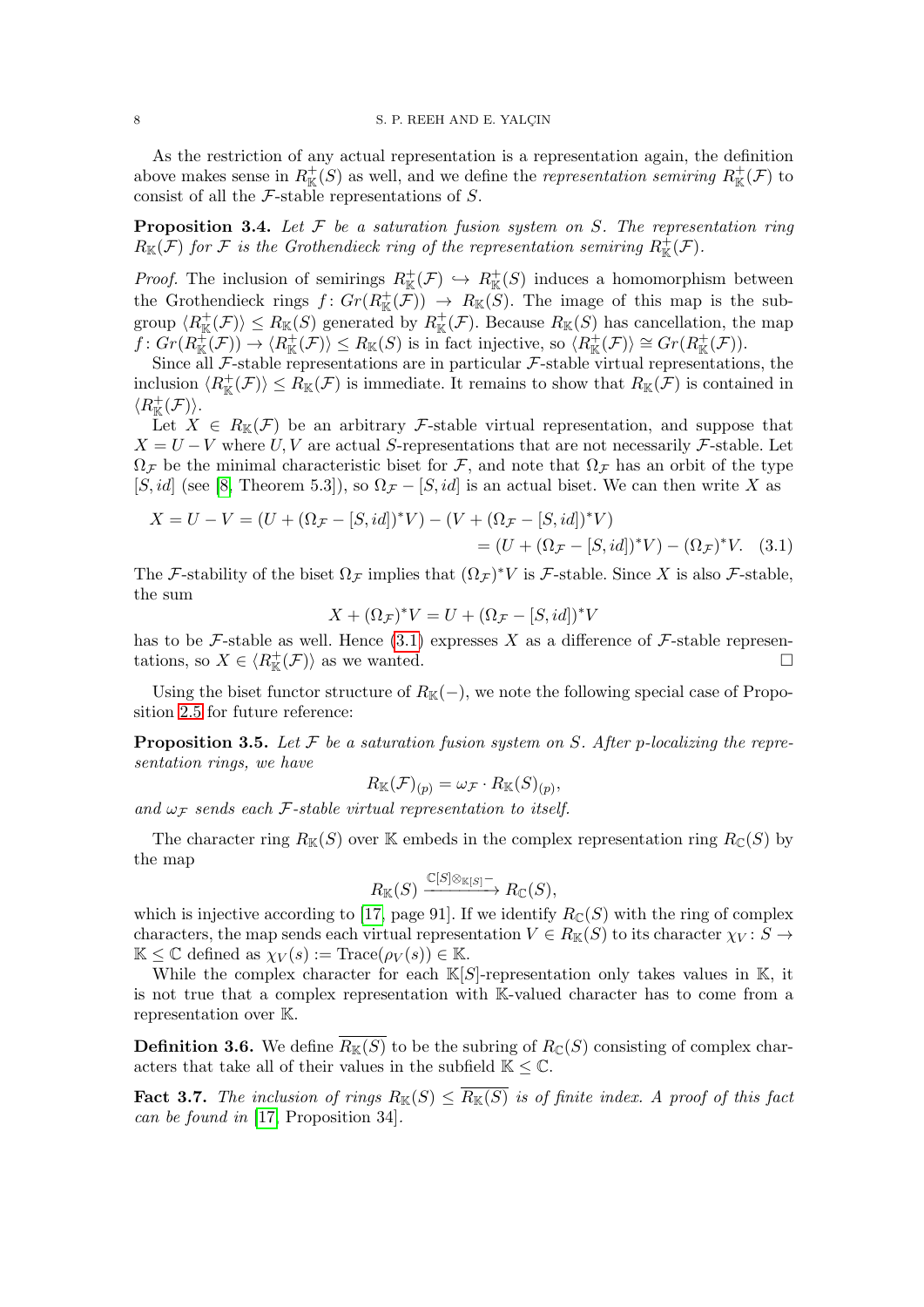As the restriction of any actual representation is a representation again, the definition above makes sense in $R^+_{\mathbb{K}}(S)$ as well, and we define the *representation semiring* $R^+_{\mathbb{K}}(\mathcal{F})$ to consist of all the $\mathcal{F}$-stable representations of $S$.

**Proposition 3.4.** *Let $\mathcal{F}$ be a saturation fusion system on $S$. The representation ring $R_{\mathbb{K}}(\mathcal{F})$ for $\mathcal{F}$ is the Grothendieck ring of the representation semiring $R^+_{\mathbb{K}}(\mathcal{F})$.*

*Proof.* The inclusion of semirings $R^+_{\mathbb{K}}(\mathcal{F}) \hookrightarrow R^+_{\mathbb{K}}(S)$ induces a homomorphism between the Grothendieck rings $f\colon Gr(R^+_{\mathbb{K}}(\mathcal{F})) \to R_{\mathbb{K}}(S)$. The image of this map is the subgroup $\langle R^+_{\mathbb{K}}(\mathcal{F})\rangle \leq R_{\mathbb{K}}(S)$ generated by $R^+_{\mathbb{K}}(\mathcal{F})$. Because $R_{\mathbb{K}}(S)$ has cancellation, the map $f\colon Gr(R^+_{\mathbb{K}}(\mathcal{F})) \to \langle R^+_{\mathbb{K}}(\mathcal{F})\rangle \leq R_{\mathbb{K}}(S)$ is in fact injective, so $\langle R^+_{\mathbb{K}}(\mathcal{F})\rangle \cong Gr(R^+_{\mathbb{K}}(\mathcal{F}))$.

Since all $\mathcal{F}$-stable representations are in particular $\mathcal{F}$-stable virtual representations, the inclusion $\langle R^+_{\mathbb{K}}(\mathcal{F})\rangle \leq R_{\mathbb{K}}(\mathcal{F})$ is immediate. It remains to show that $R_{\mathbb{K}}(\mathcal{F})$ is contained in $\langle R^+_{\mathbb{K}}(\mathcal{F})\rangle$.

Let $X \in R_{\mathbb{K}}(\mathcal{F})$ be an arbitrary $\mathcal{F}$-stable virtual representation, and suppose that $X = U - V$ where $U, V$ are actual $S$-representations that are not necessarily $\mathcal{F}$-stable. Let $\Omega_{\mathcal{F}}$ be the minimal characteristic biset for $\mathcal{F}$, and note that $\Omega_{\mathcal{F}}$ has an orbit of the type $[S, id]$ (see [8, Theorem 5.3]), so $\Omega_{\mathcal{F}} - [S, id]$ is an actual biset. We can then write $X$ as

$$X = U - V = (U + (\Omega_{\mathcal{F}} - [S, id])^*V) - (V + (\Omega_{\mathcal{F}} - [S, id])^*V)$$
$$= (U + (\Omega_{\mathcal{F}} - [S, id])^*V) - (\Omega_{\mathcal{F}})^*V. \quad (3.1)$$

The $\mathcal{F}$-stability of the biset $\Omega_{\mathcal{F}}$ implies that $(\Omega_{\mathcal{F}})^*V$ is $\mathcal{F}$-stable. Since $X$ is also $\mathcal{F}$-stable, the sum

$$X + (\Omega_{\mathcal{F}})^*V = U + (\Omega_{\mathcal{F}} - [S, id])^*V$$

has to be $\mathcal{F}$-stable as well. Hence (3.1) expresses $X$ as a difference of $\mathcal{F}$-stable representations, so $X \in \langle R^+_{\mathbb{K}}(\mathcal{F})\rangle$ as we wanted. $\square$

Using the biset functor structure of $R_{\mathbb{K}}(-)$, we note the following special case of Proposition 2.5 for future reference:

**Proposition 3.5.** *Let $\mathcal{F}$ be a saturation fusion system on $S$. After $p$-localizing the representation rings, we have*

$$R_{\mathbb{K}}(\mathcal{F})_{(p)} = \omega_{\mathcal{F}} \cdot R_{\mathbb{K}}(S)_{(p)},$$

*and $\omega_{\mathcal{F}}$ sends each $\mathcal{F}$-stable virtual representation to itself.*

The character ring $R_{\mathbb{K}}(S)$ over $\mathbb{K}$ embeds in the complex representation ring $R_{\mathbb{C}}(S)$ by the map

$$R_{\mathbb{K}}(S) \xrightarrow{\mathbb{C}[S]\otimes_{\mathbb{K}[S]}-} R_{\mathbb{C}}(S),$$

which is injective according to [17, page 91]. If we identify $R_{\mathbb{C}}(S)$ with the ring of complex characters, the map sends each virtual representation $V \in R_{\mathbb{K}}(S)$ to its character $\chi_V\colon S \to \mathbb{K} \leq \mathbb{C}$ defined as $\chi_V(s) := \mathrm{Trace}(\rho_V(s)) \in \mathbb{K}$.

While the complex character for each $\mathbb{K}[S]$-representation only takes values in $\mathbb{K}$, it is not true that a complex representation with $\mathbb{K}$-valued character has to come from a representation over $\mathbb{K}$.

**Definition 3.6.** We define $\overline{R_{\mathbb{K}}(S)}$ to be the subring of $R_{\mathbb{C}}(S)$ consisting of complex characters that take all of their values in the subfield $\mathbb{K} \leq \mathbb{C}$.

**Fact 3.7.** *The inclusion of rings $R_{\mathbb{K}}(S) \leq \overline{R_{\mathbb{K}}(S)}$ is of finite index. A proof of this fact can be found in* [17, Proposition 34].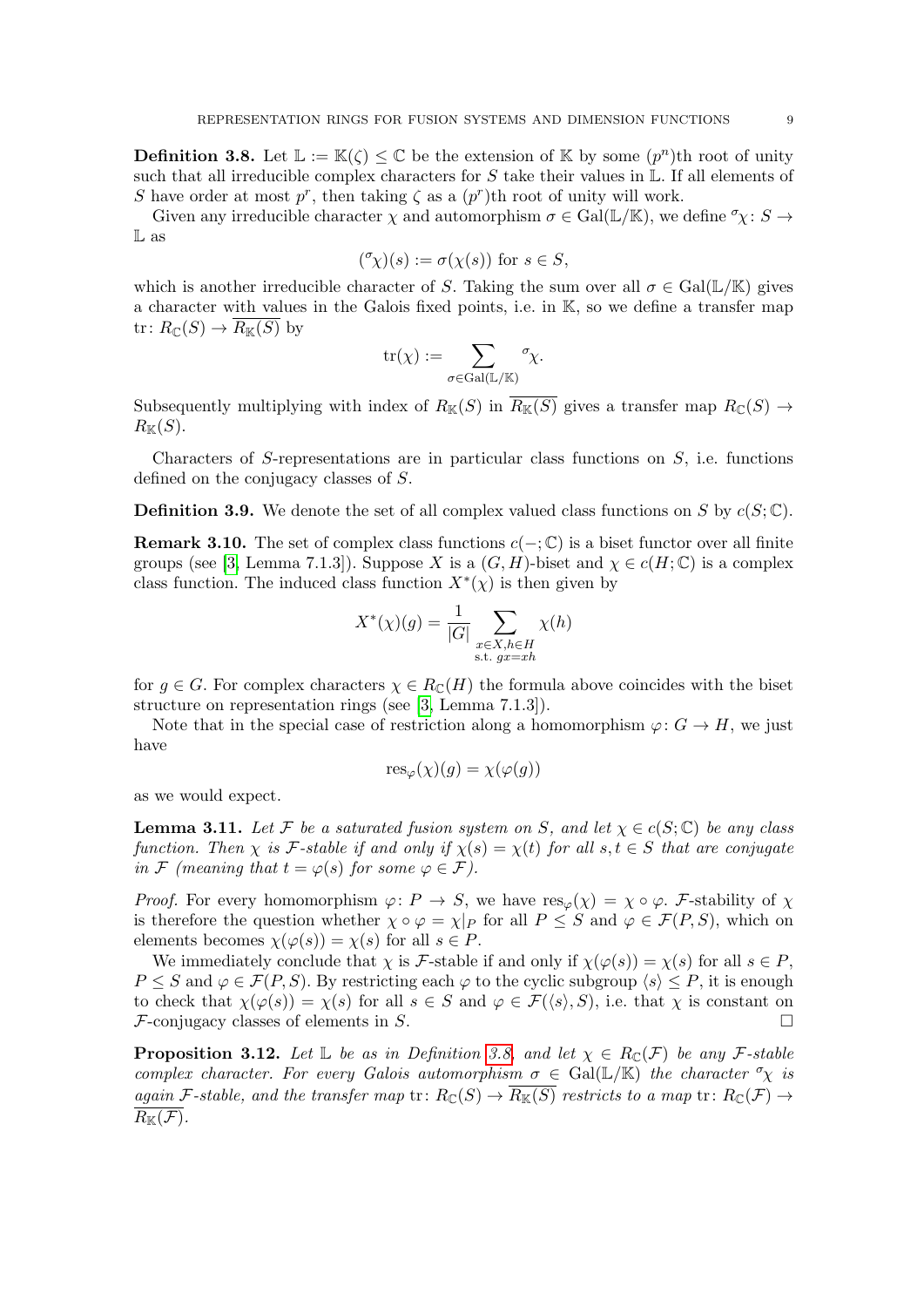**Definition 3.8.** Let $\mathbb{L} := \mathbb{K}(\zeta) \leq \mathbb{C}$ be the extension of $\mathbb{K}$ by some $(p^n)$th root of unity such that all irreducible complex characters for $S$ take their values in $\mathbb{L}$. If all elements of $S$ have order at most $p^r$, then taking $\zeta$ as a $(p^r)$th root of unity will work.

Given any irreducible character $\chi$ and automorphism $\sigma \in \mathrm{Gal}(\mathbb{L}/\mathbb{K})$, we define ${}^{\sigma}\chi\colon S \to \mathbb{L}$ as

$$({}^{\sigma}\chi)(s) := \sigma(\chi(s)) \text{ for } s \in S,$$

which is another irreducible character of $S$. Taking the sum over all $\sigma \in \mathrm{Gal}(\mathbb{L}/\mathbb{K})$ gives a character with values in the Galois fixed points, i.e. in $\mathbb{K}$, so we define a transfer map $\mathrm{tr}\colon R_{\mathbb{C}}(S) \to \overline{R_{\mathbb{K}}(S)}$ by

$$\mathrm{tr}(\chi) := \sum_{\sigma \in \mathrm{Gal}(\mathbb{L}/\mathbb{K})} {}^{\sigma}\chi.$$

Subsequently multiplying with index of $R_{\mathbb{K}}(S)$ in $\overline{R_{\mathbb{K}}(S)}$ gives a transfer map $R_{\mathbb{C}}(S) \to R_{\mathbb{K}}(S)$.

Characters of $S$-representations are in particular class functions on $S$, i.e. functions defined on the conjugacy classes of $S$.

**Definition 3.9.** We denote the set of all complex valued class functions on $S$ by $c(S;\mathbb{C})$.

**Remark 3.10.** The set of complex class functions $c(-;\mathbb{C})$ is a biset functor over all finite groups (see [3, Lemma 7.1.3]). Suppose $X$ is a $(G,H)$-biset and $\chi \in c(H;\mathbb{C})$ is a complex class function. The induced class function $X^*(\chi)$ is then given by

$$X^*(\chi)(g) = \frac{1}{|G|} \sum_{\substack{x \in X, h \in H \\ \text{s.t. } gx = xh}} \chi(h)$$

for $g \in G$. For complex characters $\chi \in R_{\mathbb{C}}(H)$ the formula above coincides with the biset structure on representation rings (see [3, Lemma 7.1.3]).

Note that in the special case of restriction along a homomorphism $\varphi\colon G \to H$, we just have

$$\mathrm{res}_{\varphi}(\chi)(g) = \chi(\varphi(g))$$

as we would expect.

**Lemma 3.11.** *Let $\mathcal{F}$ be a saturated fusion system on $S$, and let $\chi \in c(S;\mathbb{C})$ be any class function. Then $\chi$ is $\mathcal{F}$-stable if and only if $\chi(s) = \chi(t)$ for all $s,t \in S$ that are conjugate in $\mathcal{F}$ (meaning that $t = \varphi(s)$ for some $\varphi \in \mathcal{F}$).*

*Proof.* For every homomorphism $\varphi\colon P \to S$, we have $\mathrm{res}_{\varphi}(\chi) = \chi \circ \varphi$. $\mathcal{F}$-stability of $\chi$ is therefore the question whether $\chi \circ \varphi = \chi|_P$ for all $P \leq S$ and $\varphi \in \mathcal{F}(P,S)$, which on elements becomes $\chi(\varphi(s)) = \chi(s)$ for all $s \in P$.

We immediately conclude that $\chi$ is $\mathcal{F}$-stable if and only if $\chi(\varphi(s)) = \chi(s)$ for all $s \in P$, $P \leq S$ and $\varphi \in \mathcal{F}(P,S)$. By restricting each $\varphi$ to the cyclic subgroup $\langle s \rangle \leq P$, it is enough to check that $\chi(\varphi(s)) = \chi(s)$ for all $s \in S$ and $\varphi \in \mathcal{F}(\langle s \rangle, S)$, i.e. that $\chi$ is constant on $\mathcal{F}$-conjugacy classes of elements in $S$. $\square$

**Proposition 3.12.** *Let $\mathbb{L}$ be as in Definition 3.8, and let $\chi \in R_{\mathbb{C}}(\mathcal{F})$ be any $\mathcal{F}$-stable complex character. For every Galois automorphism $\sigma \in \mathrm{Gal}(\mathbb{L}/\mathbb{K})$ the character ${}^{\sigma}\chi$ is again $\mathcal{F}$-stable, and the transfer map $\mathrm{tr}\colon R_{\mathbb{C}}(S) \to \overline{R_{\mathbb{K}}(S)}$ restricts to a map $\mathrm{tr}\colon R_{\mathbb{C}}(\mathcal{F}) \to \overline{R_{\mathbb{K}}(\mathcal{F})}$.*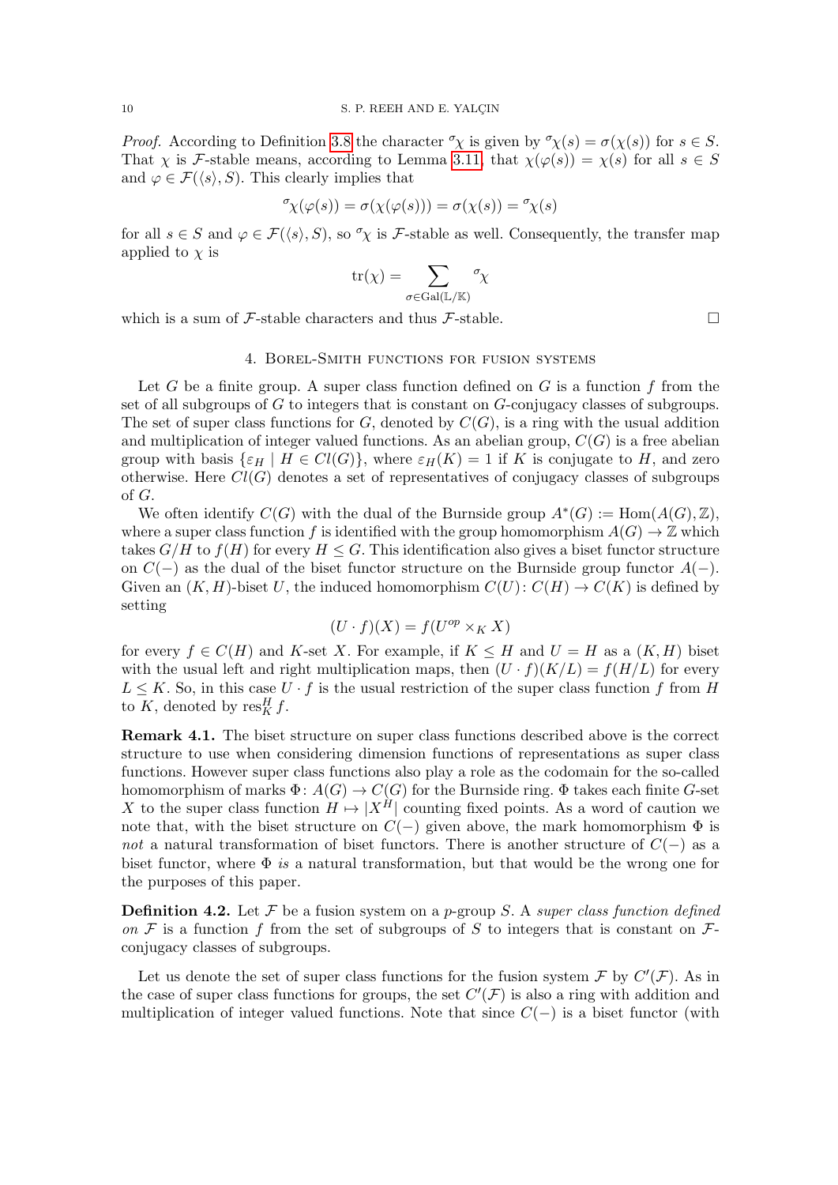*Proof.* According to Definition 3.8 the character ${}^{\sigma}\chi$ is given by ${}^{\sigma}\chi(s) = \sigma(\chi(s))$ for $s \in S$. That $\chi$ is $\mathcal{F}$-stable means, according to Lemma 3.11, that $\chi(\varphi(s)) = \chi(s)$ for all $s \in S$ and $\varphi \in \mathcal{F}(\langle s \rangle, S)$. This clearly implies that

$$ {}^{\sigma}\chi(\varphi(s)) = \sigma(\chi(\varphi(s))) = \sigma(\chi(s)) = {}^{\sigma}\chi(s) $$

for all $s \in S$ and $\varphi \in \mathcal{F}(\langle s \rangle, S)$, so ${}^{\sigma}\chi$ is $\mathcal{F}$-stable as well. Consequently, the transfer map applied to $\chi$ is

$$ \mathrm{tr}(\chi) = \sum_{\sigma \in \mathrm{Gal}(\mathbb{L}/\mathbb{K})} {}^{\sigma}\chi $$

which is a sum of $\mathcal{F}$-stable characters and thus $\mathcal{F}$-stable. □

## 4. Borel-Smith functions for fusion systems

Let $G$ be a finite group. A super class function defined on $G$ is a function $f$ from the set of all subgroups of $G$ to integers that is constant on $G$-conjugacy classes of subgroups. The set of super class functions for $G$, denoted by $C(G)$, is a ring with the usual addition and multiplication of integer valued functions. As an abelian group, $C(G)$ is a free abelian group with basis $\{\varepsilon_H \mid H \in Cl(G)\}$, where $\varepsilon_H(K) = 1$ if $K$ is conjugate to $H$, and zero otherwise. Here $Cl(G)$ denotes a set of representatives of conjugacy classes of subgroups of $G$.

We often identify $C(G)$ with the dual of the Burnside group $A^*(G) := \mathrm{Hom}(A(G), \mathbb{Z})$, where a super class function $f$ is identified with the group homomorphism $A(G) \to \mathbb{Z}$ which takes $G/H$ to $f(H)$ for every $H \leq G$. This identification also gives a biset functor structure on $C(-)$ as the dual of the biset functor structure on the Burnside group functor $A(-)$. Given an $(K, H)$-biset $U$, the induced homomorphism $C(U)\colon C(H) \to C(K)$ is defined by setting

$$ (U \cdot f)(X) = f(U^{op} \times_K X) $$

for every $f \in C(H)$ and $K$-set $X$. For example, if $K \leq H$ and $U = H$ as a $(K, H)$ biset with the usual left and right multiplication maps, then $(U \cdot f)(K/L) = f(H/L)$ for every $L \leq K$. So, in this case $U \cdot f$ is the usual restriction of the super class function $f$ from $H$ to $K$, denoted by $\mathrm{res}^H_K f$.

**Remark 4.1.** The biset structure on super class functions described above is the correct structure to use when considering dimension functions of representations as super class functions. However super class functions also play a role as the codomain for the so-called homomorphism of marks $\Phi\colon A(G) \to C(G)$ for the Burnside ring. $\Phi$ takes each finite $G$-set $X$ to the super class function $H \mapsto |X^H|$ counting fixed points. As a word of caution we note that, with the biset structure on $C(-)$ given above, the mark homomorphism $\Phi$ is *not* a natural transformation of biset functors. There is another structure of $C(-)$ as a biset functor, where $\Phi$ *is* a natural transformation, but that would be the wrong one for the purposes of this paper.

**Definition 4.2.** Let $\mathcal{F}$ be a fusion system on a $p$-group $S$. A *super class function defined on* $\mathcal{F}$ is a function $f$ from the set of subgroups of $S$ to integers that is constant on $\mathcal{F}$-conjugacy classes of subgroups.

Let us denote the set of super class functions for the fusion system $\mathcal{F}$ by $C'(\mathcal{F})$. As in the case of super class functions for groups, the set $C'(\mathcal{F})$ is also a ring with addition and multiplication of integer valued functions. Note that since $C(-)$ is a biset functor (with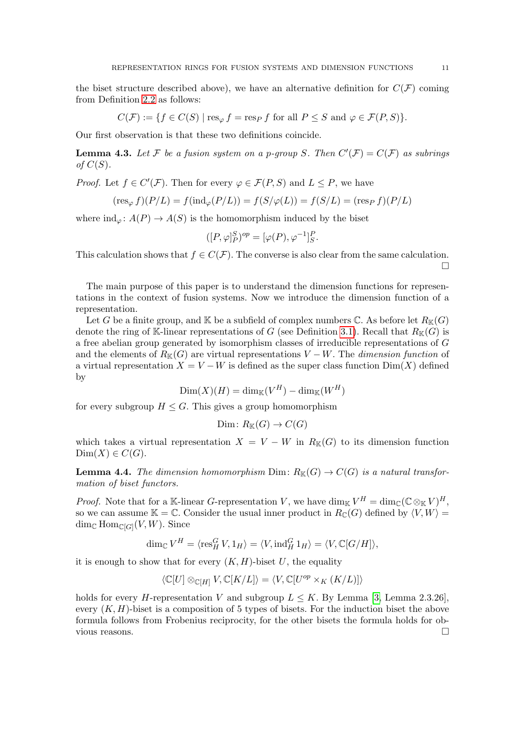the biset structure described above), we have an alternative definition for $C(\mathcal{F})$ coming from Definition 2.2 as follows:

$$C(\mathcal{F}) := \{f \in C(S) \mid \operatorname{res}_\varphi f = \operatorname{res}_P f \text{ for all } P \leq S \text{ and } \varphi \in \mathcal{F}(P, S)\}.$$

Our first observation is that these two definitions coincide.

**Lemma 4.3.** *Let $\mathcal{F}$ be a fusion system on a $p$-group $S$. Then $C'(\mathcal{F}) = C(\mathcal{F})$ as subrings of $C(S)$.*

*Proof.* Let $f \in C'(\mathcal{F})$. Then for every $\varphi \in \mathcal{F}(P, S)$ and $L \leq P$, we have

$$(\operatorname{res}_\varphi f)(P/L) = f(\operatorname{ind}_\varphi(P/L)) = f(S/\varphi(L)) = f(S/L) = (\operatorname{res}_P f)(P/L)$$

where $\operatorname{ind}_\varphi \colon A(P) \to A(S)$ is the homomorphism induced by the biset

$$([P, \varphi]_P^S)^{op} = [\varphi(P), \varphi^{-1}]_S^P.$$

This calculation shows that $f \in C(\mathcal{F})$. The converse is also clear from the same calculation. □

The main purpose of this paper is to understand the dimension functions for representations in the context of fusion systems. Now we introduce the dimension function of a representation.

Let $G$ be a finite group, and $\mathbb{K}$ be a subfield of complex numbers $\mathbb{C}$. As before let $R_{\mathbb{K}}(G)$ denote the ring of $\mathbb{K}$-linear representations of $G$ (see Definition 3.1). Recall that $R_{\mathbb{K}}(G)$ is a free abelian group generated by isomorphism classes of irreducible representations of $G$ and the elements of $R_{\mathbb{K}}(G)$ are virtual representations $V - W$. The *dimension function* of a virtual representation $X = V - W$ is defined as the super class function $\operatorname{Dim}(X)$ defined by

$$\operatorname{Dim}(X)(H) = \dim_{\mathbb{K}}(V^H) - \dim_{\mathbb{K}}(W^H)$$

for every subgroup $H \leq G$. This gives a group homomorphism

$$\operatorname{Dim} \colon R_{\mathbb{K}}(G) \to C(G)$$

which takes a virtual representation $X = V - W$ in $R_{\mathbb{K}}(G)$ to its dimension function $\operatorname{Dim}(X) \in C(G)$.

**Lemma 4.4.** *The dimension homomorphism $\operatorname{Dim} \colon R_{\mathbb{K}}(G) \to C(G)$ is a natural transformation of biset functors.*

*Proof.* Note that for a $\mathbb{K}$-linear $G$-representation $V$, we have $\dim_{\mathbb{K}} V^H = \dim_{\mathbb{C}}(\mathbb{C} \otimes_{\mathbb{K}} V)^H$, so we can assume $\mathbb{K} = \mathbb{C}$. Consider the usual inner product in $R_{\mathbb{C}}(G)$ defined by $\langle V, W \rangle = \dim_{\mathbb{C}} \operatorname{Hom}_{\mathbb{C}[G]}(V, W)$. Since

$$\dim_{\mathbb{C}} V^H = \langle \operatorname{res}_H^G V, 1_H \rangle = \langle V, \operatorname{ind}_H^G 1_H \rangle = \langle V, \mathbb{C}[G/H] \rangle,$$

it is enough to show that for every $(K, H)$-biset $U$, the equality

$$\langle \mathbb{C}[U] \otimes_{\mathbb{C}[H]} V, \mathbb{C}[K/L] \rangle = \langle V, \mathbb{C}[U^{op} \times_K (K/L)] \rangle$$

holds for every $H$-representation $V$ and subgroup $L \leq K$. By Lemma [3, Lemma 2.3.26], every $(K, H)$-biset is a composition of 5 types of bisets. For the induction biset the above formula follows from Frobenius reciprocity, for the other bisets the formula holds for obvious reasons. □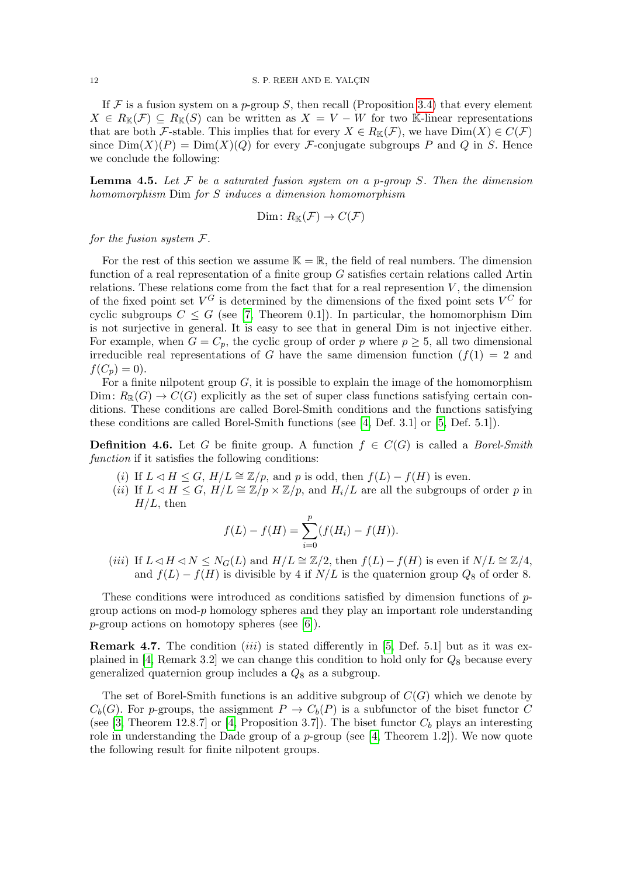If $\mathcal{F}$ is a fusion system on a $p$-group $S$, then recall (Proposition 3.4) that every element $X \in R_{\mathbb{K}}(\mathcal{F}) \subseteq R_{\mathbb{K}}(S)$ can be written as $X = V - W$ for two $\mathbb{K}$-linear representations that are both $\mathcal{F}$-stable. This implies that for every $X \in R_{\mathbb{K}}(\mathcal{F})$, we have $\mathrm{Dim}(X) \in C(\mathcal{F})$ since $\mathrm{Dim}(X)(P) = \mathrm{Dim}(X)(Q)$ for every $\mathcal{F}$-conjugate subgroups $P$ and $Q$ in $S$. Hence we conclude the following:

**Lemma 4.5.** *Let $\mathcal{F}$ be a saturated fusion system on a $p$-group $S$. Then the dimension homomorphism* Dim *for $S$ induces a dimension homomorphism*

$$\mathrm{Dim}\colon R_{\mathbb{K}}(\mathcal{F}) \to C(\mathcal{F})$$

*for the fusion system $\mathcal{F}$.*

For the rest of this section we assume $\mathbb{K} = \mathbb{R}$, the field of real numbers. The dimension function of a real representation of a finite group $G$ satisfies certain relations called Artin relations. These relations come from the fact that for a real represention $V$, the dimension of the fixed point set $V^G$ is determined by the dimensions of the fixed point sets $V^C$ for cyclic subgroups $C \leq G$ (see [7, Theorem 0.1]). In particular, the homomorphism Dim is not surjective in general. It is easy to see that in general Dim is not injective either. For example, when $G = C_p$, the cyclic group of order $p$ where $p \geq 5$, all two dimensional irreducible real representations of $G$ have the same dimension function ($f(1) = 2$ and $f(C_p) = 0$).

For a finite nilpotent group $G$, it is possible to explain the image of the homomorphism $\mathrm{Dim}\colon R_{\mathbb{R}}(G) \to C(G)$ explicitly as the set of super class functions satisfying certain conditions. These conditions are called Borel-Smith conditions and the functions satisfying these conditions are called Borel-Smith functions (see [4, Def. 3.1] or [5, Def. 5.1]).

**Definition 4.6.** Let $G$ be finite group. A function $f \in C(G)$ is called a *Borel-Smith function* if it satisfies the following conditions:

- ($i$) If $L \lhd H \leq G$, $H/L \cong \mathbb{Z}/p$, and $p$ is odd, then $f(L) - f(H)$ is even.
- ($ii$) If $L \lhd H \leq G$, $H/L \cong \mathbb{Z}/p \times \mathbb{Z}/p$, and $H_i/L$ are all the subgroups of order $p$ in $H/L$, then

$$f(L) - f(H) = \sum_{i=0}^{p} (f(H_i) - f(H)).$$

- ($iii$) If $L \lhd H \lhd N \leq N_G(L)$ and $H/L \cong \mathbb{Z}/2$, then $f(L) - f(H)$ is even if $N/L \cong \mathbb{Z}/4$, and $f(L) - f(H)$ is divisible by 4 if $N/L$ is the quaternion group $Q_8$ of order 8.

These conditions were introduced as conditions satisfied by dimension functions of $p$-group actions on mod-$p$ homology spheres and they play an important role understanding $p$-group actions on homotopy spheres (see [6]).

**Remark 4.7.** The condition ($iii$) is stated differently in [5, Def. 5.1] but as it was explained in [4, Remark 3.2] we can change this condition to hold only for $Q_8$ because every generalized quaternion group includes a $Q_8$ as a subgroup.

The set of Borel-Smith functions is an additive subgroup of $C(G)$ which we denote by $C_b(G)$. For $p$-groups, the assignment $P \to C_b(P)$ is a subfunctor of the biset functor $C$ (see [3, Theorem 12.8.7] or [4, Proposition 3.7]). The biset functor $C_b$ plays an interesting role in understanding the Dade group of a $p$-group (see [4, Theorem 1.2]). We now quote the following result for finite nilpotent groups.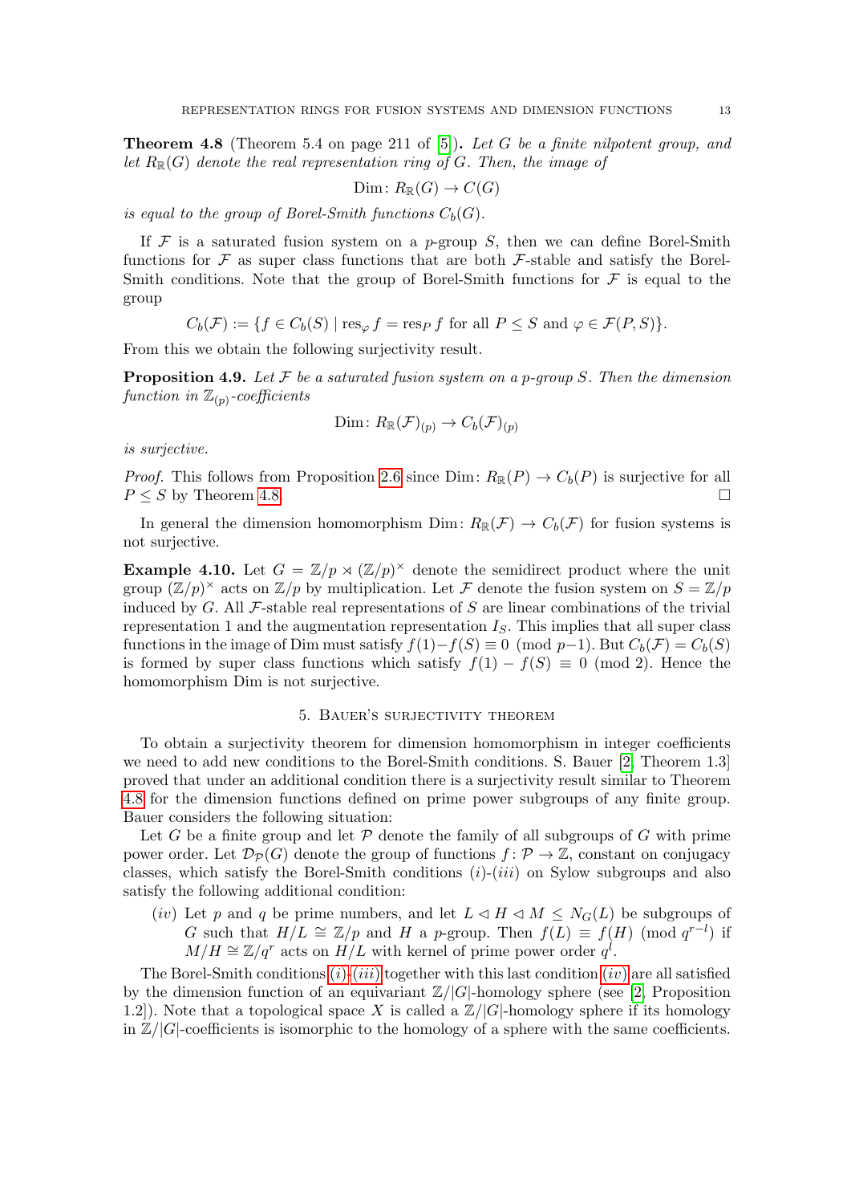**Theorem 4.8** (Theorem 5.4 on page 211 of [5])**.** *Let $G$ be a finite nilpotent group, and let $R_{\mathbb{R}}(G)$ denote the real representation ring of $G$. Then, the image of*

$$\mathrm{Dim}\colon R_{\mathbb{R}}(G) \to C(G)$$

*is equal to the group of Borel-Smith functions $C_b(G)$.*

If $\mathcal{F}$ is a saturated fusion system on a $p$-group $S$, then we can define Borel-Smith functions for $\mathcal{F}$ as super class functions that are both $\mathcal{F}$-stable and satisfy the Borel-Smith conditions. Note that the group of Borel-Smith functions for $\mathcal{F}$ is equal to the group

$$C_b(\mathcal{F}) := \{f \in C_b(S) \mid \mathrm{res}_{\varphi} f = \mathrm{res}_P f \text{ for all } P \leq S \text{ and } \varphi \in \mathcal{F}(P,S)\}.$$

From this we obtain the following surjectivity result.

**Proposition 4.9.** *Let $\mathcal{F}$ be a saturated fusion system on a $p$-group $S$. Then the dimension function in $\mathbb{Z}_{(p)}$-coefficients*

$$\mathrm{Dim}\colon R_{\mathbb{R}}(\mathcal{F})_{(p)} \to C_b(\mathcal{F})_{(p)}$$

*is surjective.*

*Proof.* This follows from Proposition 2.6 since $\mathrm{Dim}\colon R_{\mathbb{R}}(P) \to C_b(P)$ is surjective for all $P \leq S$ by Theorem 4.8. □

In general the dimension homomorphism $\mathrm{Dim}\colon R_{\mathbb{R}}(\mathcal{F}) \to C_b(\mathcal{F})$ for fusion systems is not surjective.

**Example 4.10.** Let $G = \mathbb{Z}/p \rtimes (\mathbb{Z}/p)^{\times}$ denote the semidirect product where the unit group $(\mathbb{Z}/p)^{\times}$ acts on $\mathbb{Z}/p$ by multiplication. Let $\mathcal{F}$ denote the fusion system on $S = \mathbb{Z}/p$ induced by $G$. All $\mathcal{F}$-stable real representations of $S$ are linear combinations of the trivial representation 1 and the augmentation representation $I_S$. This implies that all super class functions in the image of Dim must satisfy $f(1)-f(S) \equiv 0 \pmod{p-1}$. But $C_b(\mathcal{F}) = C_b(S)$ is formed by super class functions which satisfy $f(1) - f(S) \equiv 0 \pmod 2$. Hence the homomorphism Dim is not surjective.

## 5. Bauer's surjectivity theorem

To obtain a surjectivity theorem for dimension homomorphism in integer coefficients we need to add new conditions to the Borel-Smith conditions. S. Bauer [2, Theorem 1.3] proved that under an additional condition there is a surjectivity result similar to Theorem 4.8 for the dimension functions defined on prime power subgroups of any finite group. Bauer considers the following situation:

Let $G$ be a finite group and let $\mathcal{P}$ denote the family of all subgroups of $G$ with prime power order. Let $\mathcal{D}_{\mathcal{P}}(G)$ denote the group of functions $f\colon \mathcal{P} \to \mathbb{Z}$, constant on conjugacy classes, which satisfy the Borel-Smith conditions $(i)$-$(iii)$ on Sylow subgroups and also satisfy the following additional condition:

- $(iv)$ Let $p$ and $q$ be prime numbers, and let $L \lhd H \lhd M \leq N_G(L)$ be subgroups of $G$ such that $H/L \cong \mathbb{Z}/p$ and $H$ a $p$-group. Then $f(L) \equiv f(H) \pmod{q^{r-l}}$ if $M/H \cong \mathbb{Z}/q^r$ acts on $H/L$ with kernel of prime power order $q^l$.

The Borel-Smith conditions $(i)$-$(iii)$ together with this last condition $(iv)$ are all satisfied by the dimension function of an equivariant $\mathbb{Z}/|G|$-homology sphere (see [2, Proposition 1.2]). Note that a topological space $X$ is called a $\mathbb{Z}/|G|$-homology sphere if its homology in $\mathbb{Z}/|G|$-coefficients is isomorphic to the homology of a sphere with the same coefficients.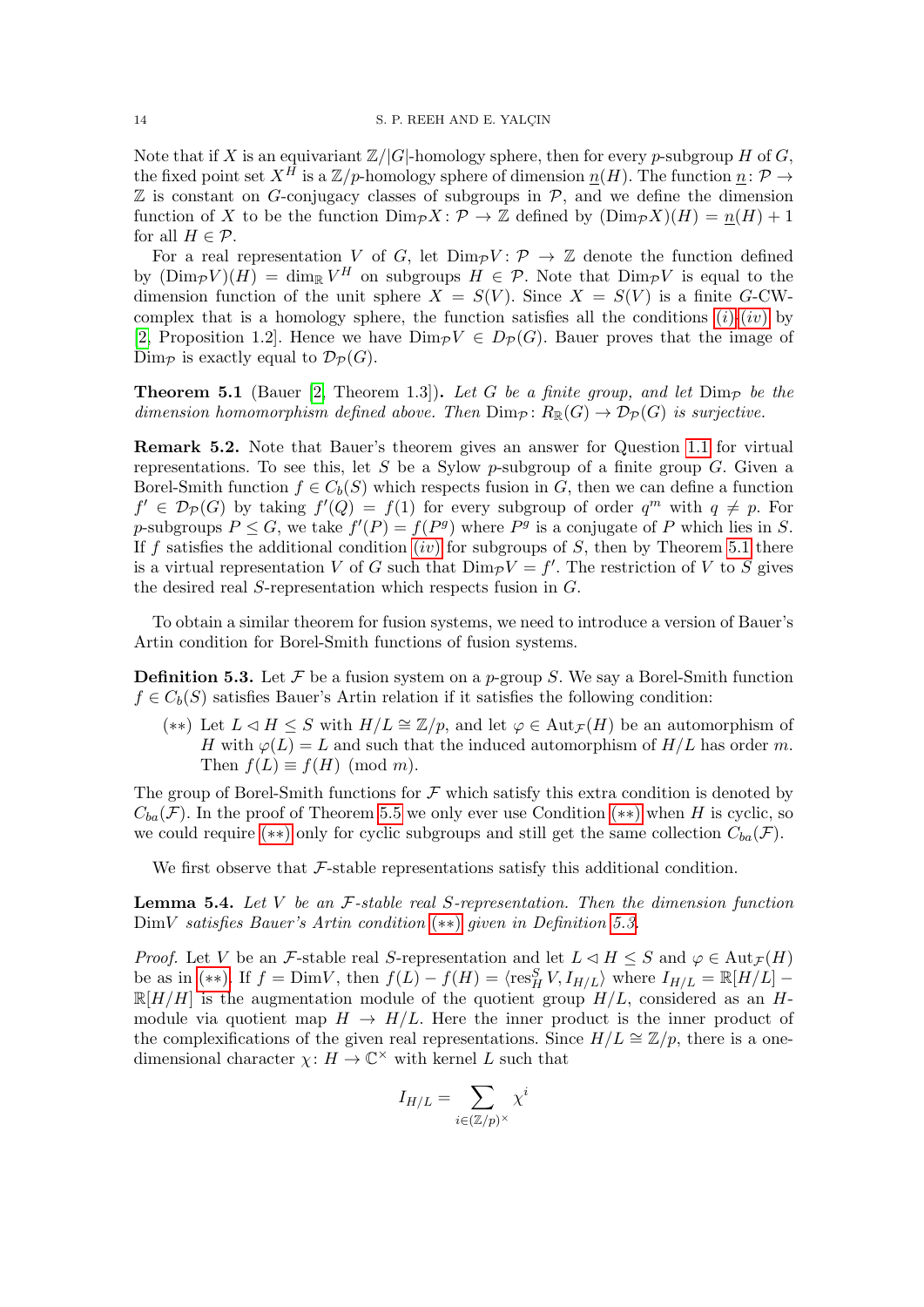Note that if $X$ is an equivariant $\mathbb{Z}/|G|$-homology sphere, then for every $p$-subgroup $H$ of $G$, the fixed point set $X^H$ is a $\mathbb{Z}/p$-homology sphere of dimension $\underline{n}(H)$. The function $\underline{n}\colon \mathcal{P} \to \mathbb{Z}$ is constant on $G$-conjugacy classes of subgroups in $\mathcal{P}$, and we define the dimension function of $X$ to be the function $\mathrm{Dim}_{\mathcal{P}} X\colon \mathcal{P} \to \mathbb{Z}$ defined by $(\mathrm{Dim}_{\mathcal{P}} X)(H) = \underline{n}(H) + 1$ for all $H \in \mathcal{P}$.

For a real representation $V$ of $G$, let $\mathrm{Dim}_{\mathcal{P}} V\colon \mathcal{P} \to \mathbb{Z}$ denote the function defined by $(\mathrm{Dim}_{\mathcal{P}} V)(H) = \dim_{\mathbb{R}} V^H$ on subgroups $H \in \mathcal{P}$. Note that $\mathrm{Dim}_{\mathcal{P}} V$ is equal to the dimension function of the unit sphere $X = S(V)$. Since $X = S(V)$ is a finite $G$-CW-complex that is a homology sphere, the function satisfies all the conditions *(i)*-*(iv)* by [2, Proposition 1.2]. Hence we have $\mathrm{Dim}_{\mathcal{P}} V \in D_{\mathcal{P}}(G)$. Bauer proves that the image of $\mathrm{Dim}_{\mathcal{P}}$ is exactly equal to $\mathcal{D}_{\mathcal{P}}(G)$.

**Theorem 5.1** (Bauer [2, Theorem 1.3])**.** *Let $G$ be a finite group, and let $\mathrm{Dim}_{\mathcal{P}}$ be the dimension homomorphism defined above. Then $\mathrm{Dim}_{\mathcal{P}}\colon R_{\mathbb{R}}(G) \to \mathcal{D}_{\mathcal{P}}(G)$ is surjective.*

**Remark 5.2.** Note that Bauer's theorem gives an answer for Question 1.1 for virtual representations. To see this, let $S$ be a Sylow $p$-subgroup of a finite group $G$. Given a Borel-Smith function $f \in C_b(S)$ which respects fusion in $G$, then we can define a function $f' \in \mathcal{D}_{\mathcal{P}}(G)$ by taking $f'(Q) = f(1)$ for every subgroup of order $q^m$ with $q \neq p$. For $p$-subgroups $P \leq G$, we take $f'(P) = f(P^g)$ where $P^g$ is a conjugate of $P$ which lies in $S$. If $f$ satisfies the additional condition *(iv)* for subgroups of $S$, then by Theorem 5.1 there is a virtual representation $V$ of $G$ such that $\mathrm{Dim}_{\mathcal{P}} V = f'$. The restriction of $V$ to $S$ gives the desired real $S$-representation which respects fusion in $G$.

To obtain a similar theorem for fusion systems, we need to introduce a version of Bauer's Artin condition for Borel-Smith functions of fusion systems.

**Definition 5.3.** Let $\mathcal{F}$ be a fusion system on a $p$-group $S$. We say a Borel-Smith function $f \in C_b(S)$ satisfies Bauer's Artin relation if it satisfies the following condition:

- $(**)$ Let $L \lhd H \leq S$ with $H/L \cong \mathbb{Z}/p$, and let $\varphi \in \mathrm{Aut}_{\mathcal{F}}(H)$ be an automorphism of $H$ with $\varphi(L) = L$ and such that the induced automorphism of $H/L$ has order $m$. Then $f(L) \equiv f(H) \pmod{m}$.

The group of Borel-Smith functions for $\mathcal{F}$ which satisfy this extra condition is denoted by $C_{ba}(\mathcal{F})$. In the proof of Theorem 5.5 we only ever use Condition $(**)$ when $H$ is cyclic, so we could require $(**)$ only for cyclic subgroups and still get the same collection $C_{ba}(\mathcal{F})$.

We first observe that $\mathcal{F}$-stable representations satisfy this additional condition.

**Lemma 5.4.** *Let $V$ be an $\mathcal{F}$-stable real $S$-representation. Then the dimension function $\mathrm{Dim} V$ satisfies Bauer's Artin condition $(**)$ given in Definition 5.3.*

*Proof.* Let $V$ be an $\mathcal{F}$-stable real $S$-representation and let $L \lhd H \leq S$ and $\varphi \in \mathrm{Aut}_{\mathcal{F}}(H)$ be as in $(**)$. If $f = \mathrm{Dim} V$, then $f(L) - f(H) = \langle \mathrm{res}^S_H V, I_{H/L} \rangle$ where $I_{H/L} = \mathbb{R}[H/L] - \mathbb{R}[H/H]$ is the augmentation module of the quotient group $H/L$, considered as an $H$-module via quotient map $H \to H/L$. Here the inner product is the inner product of the complexifications of the given real representations. Since $H/L \cong \mathbb{Z}/p$, there is a one-dimensional character $\chi\colon H \to \mathbb{C}^\times$ with kernel $L$ such that

$$I_{H/L} = \sum_{i \in (\mathbb{Z}/p)^\times} \chi^i$$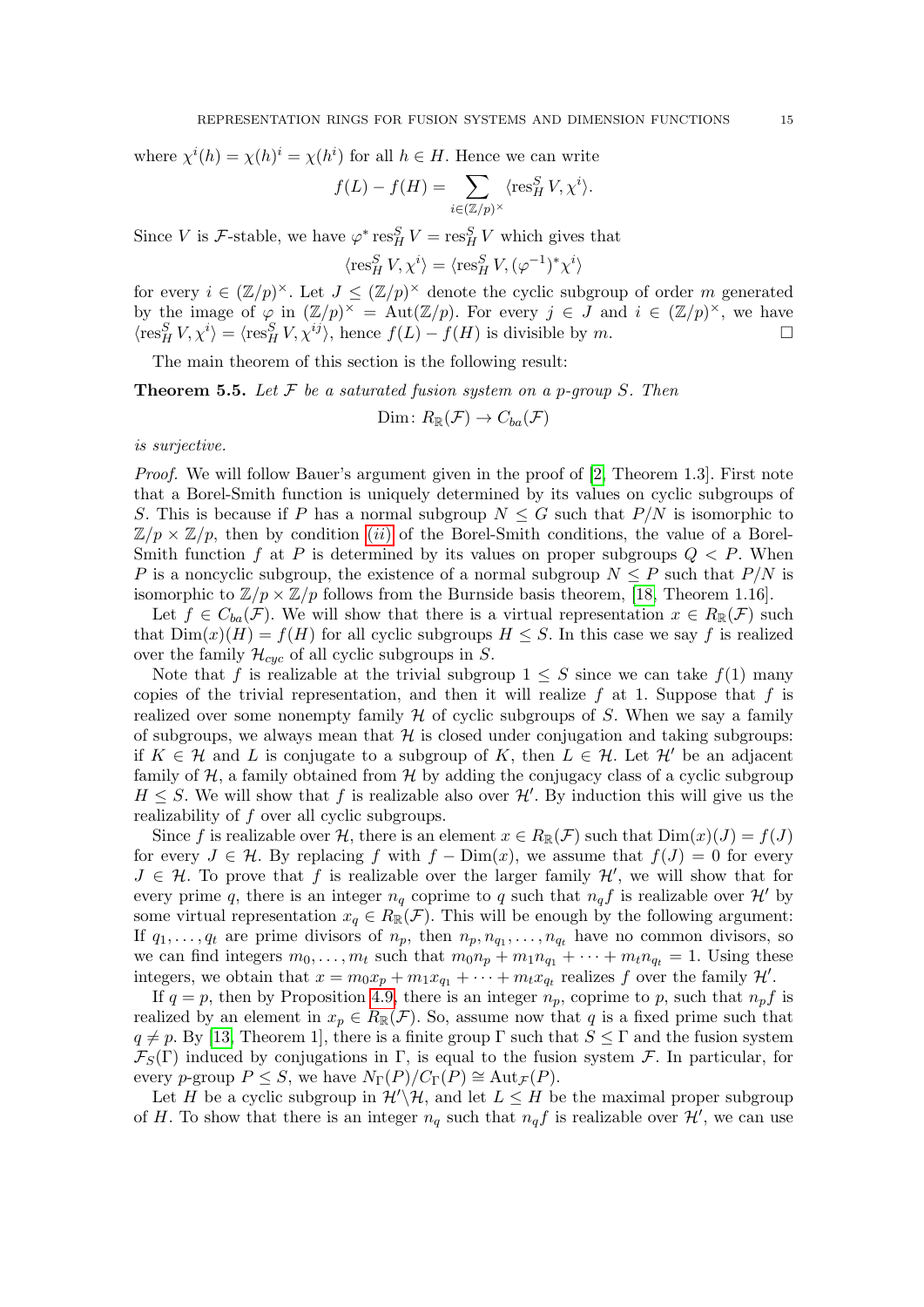where $\chi^i(h) = \chi(h)^i = \chi(h^i)$ for all $h \in H$. Hence we can write

$$f(L) - f(H) = \sum_{i \in (\mathbb{Z}/p)^\times} \langle \mathrm{res}^S_H V, \chi^i \rangle.$$

Since $V$ is $\mathcal{F}$-stable, we have $\varphi^* \mathrm{res}^S_H V = \mathrm{res}^S_H V$ which gives that

$$\langle \mathrm{res}^S_H V, \chi^i \rangle = \langle \mathrm{res}^S_H V, (\varphi^{-1})^* \chi^i \rangle$$

for every $i \in (\mathbb{Z}/p)^\times$. Let $J \leq (\mathbb{Z}/p)^\times$ denote the cyclic subgroup of order $m$ generated by the image of $\varphi$ in $(\mathbb{Z}/p)^\times = \mathrm{Aut}(\mathbb{Z}/p)$. For every $j \in J$ and $i \in (\mathbb{Z}/p)^\times$, we have $\langle \mathrm{res}^S_H V, \chi^i \rangle = \langle \mathrm{res}^S_H V, \chi^{ij} \rangle$, hence $f(L) - f(H)$ is divisible by $m$. □

The main theorem of this section is the following result:

**Theorem 5.5.** *Let $\mathcal{F}$ be a saturated fusion system on a $p$-group $S$. Then*

$$\mathrm{Dim}\colon R_{\mathbb{R}}(\mathcal{F}) \to C_{ba}(\mathcal{F})$$

*is surjective.*

*Proof.* We will follow Bauer's argument given in the proof of [2, Theorem 1.3]. First note that a Borel-Smith function is uniquely determined by its values on cyclic subgroups of $S$. This is because if $P$ has a normal subgroup $N \leq G$ such that $P/N$ is isomorphic to $\mathbb{Z}/p \times \mathbb{Z}/p$, then by condition $(ii)$ of the Borel-Smith conditions, the value of a Borel-Smith function $f$ at $P$ is determined by its values on proper subgroups $Q < P$. When $P$ is a noncyclic subgroup, the existence of a normal subgroup $N \leq P$ such that $P/N$ is isomorphic to $\mathbb{Z}/p \times \mathbb{Z}/p$ follows from the Burnside basis theorem, [18, Theorem 1.16].

Let $f \in C_{ba}(\mathcal{F})$. We will show that there is a virtual representation $x \in R_{\mathbb{R}}(\mathcal{F})$ such that $\mathrm{Dim}(x)(H) = f(H)$ for all cyclic subgroups $H \leq S$. In this case we say $f$ is realized over the family $\mathcal{H}_{cyc}$ of all cyclic subgroups in $S$.

Note that $f$ is realizable at the trivial subgroup $1 \leq S$ since we can take $f(1)$ many copies of the trivial representation, and then it will realize $f$ at 1. Suppose that $f$ is realized over some nonempty family $\mathcal{H}$ of cyclic subgroups of $S$. When we say a family of subgroups, we always mean that $\mathcal{H}$ is closed under conjugation and taking subgroups: if $K \in \mathcal{H}$ and $L$ is conjugate to a subgroup of $K$, then $L \in \mathcal{H}$. Let $\mathcal{H}'$ be an adjacent family of $\mathcal{H}$, a family obtained from $\mathcal{H}$ by adding the conjugacy class of a cyclic subgroup $H \leq S$. We will show that $f$ is realizable also over $\mathcal{H}'$. By induction this will give us the realizability of $f$ over all cyclic subgroups.

Since $f$ is realizable over $\mathcal{H}$, there is an element $x \in R_{\mathbb{R}}(\mathcal{F})$ such that $\mathrm{Dim}(x)(J) = f(J)$ for every $J \in \mathcal{H}$. By replacing $f$ with $f - \mathrm{Dim}(x)$, we assume that $f(J) = 0$ for every $J \in \mathcal{H}$. To prove that $f$ is realizable over the larger family $\mathcal{H}'$, we will show that for every prime $q$, there is an integer $n_q$ coprime to $q$ such that $n_q f$ is realizable over $\mathcal{H}'$ by some virtual representation $x_q \in R_{\mathbb{R}}(\mathcal{F})$. This will be enough by the following argument: If $q_1, \dots, q_t$ are prime divisors of $n_p$, then $n_p, n_{q_1}, \dots, n_{q_t}$ have no common divisors, so we can find integers $m_0, \dots, m_t$ such that $m_0 n_p + m_1 n_{q_1} + \cdots + m_t n_{q_t} = 1$. Using these integers, we obtain that $x = m_0 x_p + m_1 x_{q_1} + \cdots + m_t x_{q_t}$ realizes $f$ over the family $\mathcal{H}'$.

If $q = p$, then by Proposition 4.9, there is an integer $n_p$, coprime to $p$, such that $n_p f$ is realized by an element in $x_p \in R_{\mathbb{R}}(\mathcal{F})$. So, assume now that $q$ is a fixed prime such that $q \neq p$. By [13, Theorem 1], there is a finite group $\Gamma$ such that $S \leq \Gamma$ and the fusion system $\mathcal{F}_S(\Gamma)$ induced by conjugations in $\Gamma$, is equal to the fusion system $\mathcal{F}$. In particular, for every $p$-group $P \leq S$, we have $N_\Gamma(P)/C_\Gamma(P) \cong \mathrm{Aut}_{\mathcal{F}}(P)$.

Let $H$ be a cyclic subgroup in $\mathcal{H}' \backslash \mathcal{H}$, and let $L \leq H$ be the maximal proper subgroup of $H$. To show that there is an integer $n_q$ such that $n_q f$ is realizable over $\mathcal{H}'$, we can use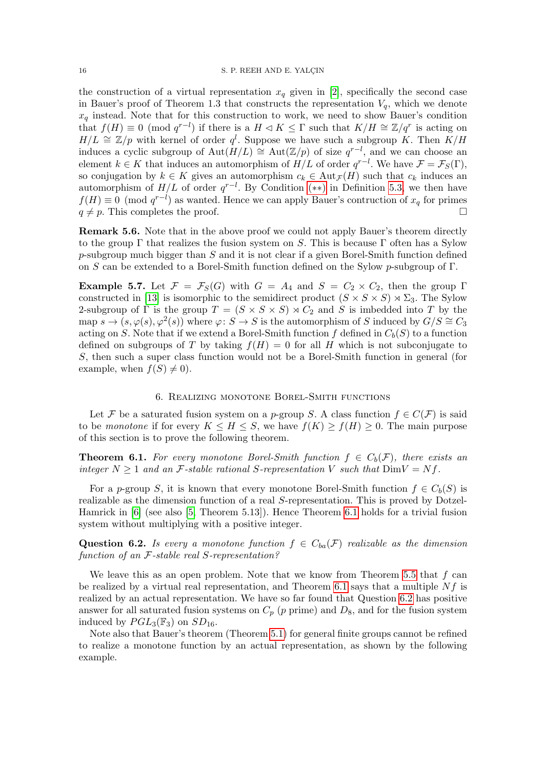the construction of a virtual representation $x_q$ given in [2], specifically the second case in Bauer's proof of Theorem 1.3 that constructs the representation $V_q$, which we denote $x_q$ instead. Note that for this construction to work, we need to show Bauer's condition that $f(H) \equiv 0 \pmod{q^{r-l}}$ if there is a $H \lhd K \leq \Gamma$ such that $K/H \cong \mathbb{Z}/q^r$ is acting on $H/L \cong \mathbb{Z}/p$ with kernel of order $q^l$. Suppose we have such a subgroup $K$. Then $K/H$ induces a cyclic subgroup of $\mathrm{Aut}(H/L) \cong \mathrm{Aut}(\mathbb{Z}/p)$ of size $q^{r-l}$, and we can choose an element $k \in K$ that induces an automorphism of $H/L$ of order $q^{r-l}$. We have $\mathcal{F} = \mathcal{F}_S(\Gamma)$, so conjugation by $k \in K$ gives an automorphism $c_k \in \mathrm{Aut}_{\mathcal{F}}(H)$ such that $c_k$ induces an automorphism of $H/L$ of order $q^{r-l}$. By Condition $(**)$ in Definition 5.3, we then have $f(H) \equiv 0 \pmod{q^{r-l}}$ as wanted. Hence we can apply Bauer's contruction of $x_q$ for primes $q \neq p$. This completes the proof. □

**Remark 5.6.** Note that in the above proof we could not apply Bauer's theorem directly to the group $\Gamma$ that realizes the fusion system on $S$. This is because $\Gamma$ often has a Sylow $p$-subgroup much bigger than $S$ and it is not clear if a given Borel-Smith function defined on $S$ can be extended to a Borel-Smith function defined on the Sylow $p$-subgroup of $\Gamma$.

**Example 5.7.** Let $\mathcal{F} = \mathcal{F}_S(G)$ with $G = A_4$ and $S = C_2 \times C_2$, then the group $\Gamma$ constructed in [13] is isomorphic to the semidirect product $(S \times S \times S) \rtimes \Sigma_3$. The Sylow 2-subgroup of $\Gamma$ is the group $T = (S \times S \times S) \rtimes C_2$ and $S$ is imbedded into $T$ by the map $s \to (s, \varphi(s), \varphi^2(s))$ where $\varphi \colon S \to S$ is the automorphism of $S$ induced by $G/S \cong C_3$ acting on $S$. Note that if we extend a Borel-Smith function $f$ defined in $C_b(S)$ to a function defined on subgroups of $T$ by taking $f(H) = 0$ for all $H$ which is not subconjugate to $S$, then such a super class function would not be a Borel-Smith function in general (for example, when $f(S) \neq 0$).

## 6. Realizing monotone Borel-Smith functions

Let $\mathcal{F}$ be a saturated fusion system on a $p$-group $S$. A class function $f \in C(\mathcal{F})$ is said to be *monotone* if for every $K \leq H \leq S$, we have $f(K) \geq f(H) \geq 0$. The main purpose of this section is to prove the following theorem.

**Theorem 6.1.** *For every monotone Borel-Smith function $f \in C_b(\mathcal{F})$, there exists an integer $N \geq 1$ and an $\mathcal{F}$-stable rational $S$-representation $V$ such that $\mathrm{Dim} V = Nf$.*

For a $p$-group $S$, it is known that every monotone Borel-Smith function $f \in C_b(S)$ is realizable as the dimension function of a real $S$-representation. This is proved by Dotzel-Hamrick in [6] (see also [5, Theorem 5.13]). Hence Theorem 6.1 holds for a trivial fusion system without multiplying with a positive integer.

**Question 6.2.** *Is every a monotone function $f \in C_{ba}(\mathcal{F})$ realizable as the dimension function of an $\mathcal{F}$-stable real $S$-representation?*

We leave this as an open problem. Note that we know from Theorem 5.5 that $f$ can be realized by a virtual real representation, and Theorem 6.1 says that a multiple $Nf$ is realized by an actual representation. We have so far found that Question 6.2 has positive answer for all saturated fusion systems on $C_p$ ($p$ prime) and $D_8$, and for the fusion system induced by $PGL_3(\mathbb{F}_3)$ on $SD_{16}$.

Note also that Bauer's theorem (Theorem 5.1) for general finite groups cannot be refined to realize a monotone function by an actual representation, as shown by the following example.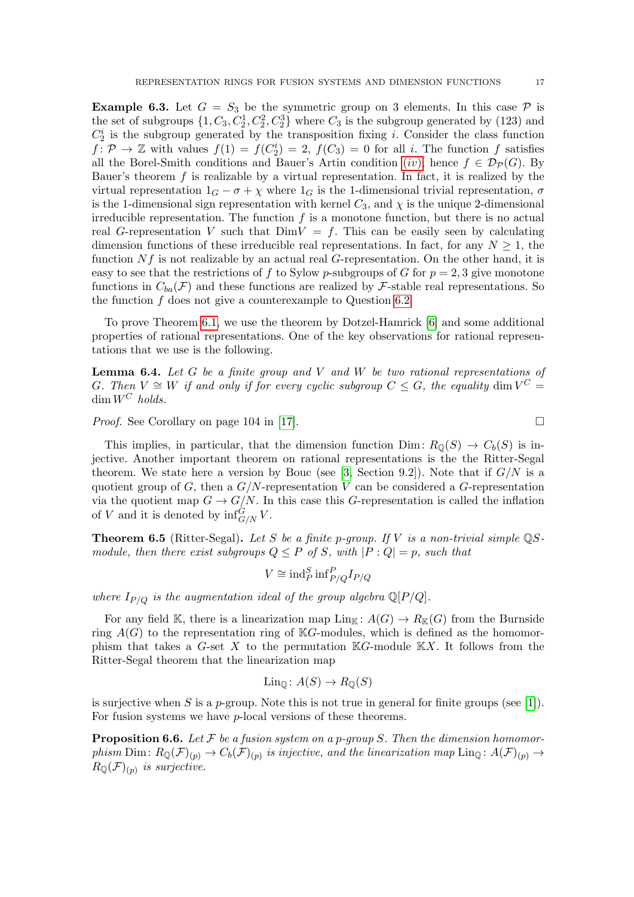**Example 6.3.** Let $G = S_3$ be the symmetric group on 3 elements. In this case $\mathcal{P}$ is the set of subgroups $\{1, C_3, C_2^1, C_2^2, C_2^3\}$ where $C_3$ is the subgroup generated by $(123)$ and $C_2^i$ is the subgroup generated by the transposition fixing $i$. Consider the class function $f: \mathcal{P} \to \mathbb{Z}$ with values $f(1) = f(C_2^i) = 2$, $f(C_3) = 0$ for all $i$. The function $f$ satisfies all the Borel-Smith conditions and Bauer's Artin condition (iv), hence $f \in \mathcal{D}_{\mathcal{P}}(G)$. By Bauer's theorem $f$ is realizable by a virtual representation. In fact, it is realized by the virtual representation $1_G - \sigma + \chi$ where $1_G$ is the 1-dimensional trivial representation, $\sigma$ is the 1-dimensional sign representation with kernel $C_3$, and $\chi$ is the unique 2-dimensional irreducible representation. The function $f$ is a monotone function, but there is no actual real $G$-representation $V$ such that $\mathrm{Dim} V = f$. This can be easily seen by calculating dimension functions of these irreducible real representations. In fact, for any $N \geq 1$, the function $Nf$ is not realizable by an actual real $G$-representation. On the other hand, it is easy to see that the restrictions of $f$ to Sylow $p$-subgroups of $G$ for $p = 2, 3$ give monotone functions in $C_{ba}(\mathcal{F})$ and these functions are realized by $\mathcal{F}$-stable real representations. So the function $f$ does not give a counterexample to Question 6.2.

To prove Theorem 6.1, we use the theorem by Dotzel-Hamrick [6] and some additional properties of rational representations. One of the key observations for rational representations that we use is the following.

**Lemma 6.4.** *Let $G$ be a finite group and $V$ and $W$ be two rational representations of $G$. Then $V \cong W$ if and only if for every cyclic subgroup $C \leq G$, the equality $\dim V^C = \dim W^C$ holds.*

*Proof.* See Corollary on page 104 in [17]. □

This implies, in particular, that the dimension function $\mathrm{Dim}: R_{\mathbb{Q}}(S) \to C_b(S)$ is injective. Another important theorem on rational representations is the the Ritter-Segal theorem. We state here a version by Bouc (see [3, Section 9.2]). Note that if $G/N$ is a quotient group of $G$, then a $G/N$-representation $V$ can be considered a $G$-representation via the quotient map $G \to G/N$. In this case this $G$-representation is called the inflation of $V$ and it is denoted by $\inf_{G/N}^G V$.

**Theorem 6.5** (Ritter-Segal)**.** *Let $S$ be a finite $p$-group. If $V$ is a non-trivial simple $\mathbb{Q}S$-module, then there exist subgroups $Q \leq P$ of $S$, with $|P : Q| = p$, such that*

$$V \cong \mathrm{ind}_P^S \inf_{P/Q}^P I_{P/Q}$$

*where $I_{P/Q}$ is the augmentation ideal of the group algebra $\mathbb{Q}[P/Q]$.*

For any field $\mathbb{K}$, there is a linearization map $\mathrm{Lin}_{\mathbb{K}}: A(G) \to R_{\mathbb{K}}(G)$ from the Burnside ring $A(G)$ to the representation ring of $\mathbb{K}G$-modules, which is defined as the homomorphism that takes a $G$-set $X$ to the permutation $\mathbb{K}G$-module $\mathbb{K}X$. It follows from the Ritter-Segal theorem that the linearization map

$$\mathrm{Lin}_{\mathbb{Q}}: A(S) \to R_{\mathbb{Q}}(S)$$

is surjective when $S$ is a $p$-group. Note this is not true in general for finite groups (see [1]). For fusion systems we have $p$-local versions of these theorems.

**Proposition 6.6.** *Let $\mathcal{F}$ be a fusion system on a $p$-group $S$. Then the dimension homomorphism $\mathrm{Dim}: R_{\mathbb{Q}}(\mathcal{F})_{(p)} \to C_b(\mathcal{F})_{(p)}$ is injective, and the linearization map $\mathrm{Lin}_{\mathbb{Q}}: A(\mathcal{F})_{(p)} \to R_{\mathbb{Q}}(\mathcal{F})_{(p)}$ is surjective.*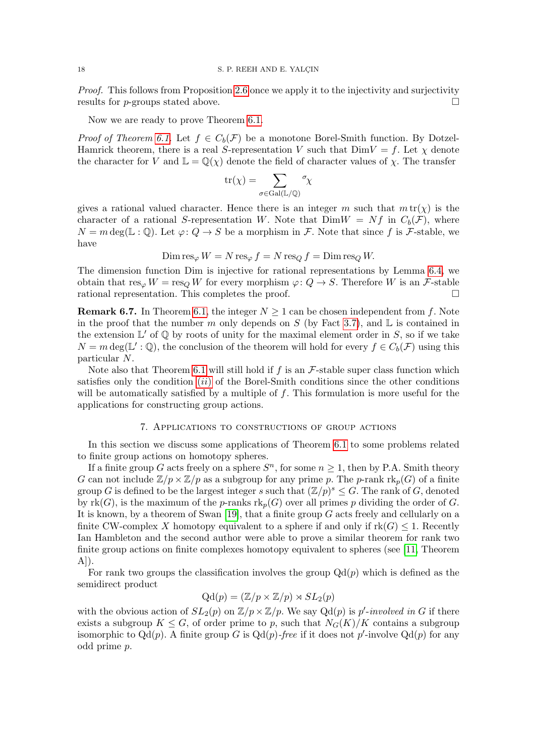*Proof.* This follows from Proposition 2.6 once we apply it to the injectivity and surjectivity results for $p$-groups stated above. $\square$

Now we are ready to prove Theorem 6.1.

*Proof of Theorem 6.1.* Let $f \in C_b(\mathcal{F})$ be a monotone Borel-Smith function. By Dotzel-Hamrick theorem, there is a real $S$-representation $V$ such that $\mathrm{Dim}V = f$. Let $\chi$ denote the character for $V$ and $\mathbb{L} = \mathbb{Q}(\chi)$ denote the field of character values of $\chi$. The transfer

$$\mathrm{tr}(\chi) = \sum_{\sigma \in \mathrm{Gal}(\mathbb{L}/\mathbb{Q})} {}^{\sigma}\chi$$

gives a rational valued character. Hence there is an integer $m$ such that $m\,\mathrm{tr}(\chi)$ is the character of a rational $S$-representation $W$. Note that $\mathrm{Dim}W = Nf$ in $C_b(\mathcal{F})$, where $N = m \deg(\mathbb{L} : \mathbb{Q})$. Let $\varphi\colon Q \to S$ be a morphism in $\mathcal{F}$. Note that since $f$ is $\mathcal{F}$-stable, we have

$$\mathrm{Dim}\,\mathrm{res}_\varphi W = N \,\mathrm{res}_\varphi f = N \,\mathrm{res}_Q f = \mathrm{Dim}\,\mathrm{res}_Q W.$$

The dimension function Dim is injective for rational representations by Lemma 6.4, we obtain that $\mathrm{res}_\varphi W = \mathrm{res}_Q W$ for every morphism $\varphi\colon Q \to S$. Therefore $W$ is an $\mathcal{F}$-stable rational representation. This completes the proof. $\square$

**Remark 6.7.** In Theorem 6.1, the integer $N \geq 1$ can be chosen independent from $f$. Note in the proof that the number $m$ only depends on $S$ (by Fact 3.7), and $\mathbb{L}$ is contained in the extension $\mathbb{L}'$ of $\mathbb{Q}$ by roots of unity for the maximal element order in $S$, so if we take $N = m \deg(\mathbb{L}' : \mathbb{Q})$, the conclusion of the theorem will hold for every $f \in C_b(\mathcal{F})$ using this particular $N$.

Note also that Theorem 6.1 will still hold if $f$ is an $\mathcal{F}$-stable super class function which satisfies only the condition $(ii)$ of the Borel-Smith conditions since the other conditions will be automatically satisfied by a multiple of $f$. This formulation is more useful for the applications for constructing group actions.

## 7. Applications to constructions of group actions

In this section we discuss some applications of Theorem 6.1 to some problems related to finite group actions on homotopy spheres.

If a finite group $G$ acts freely on a sphere $S^n$, for some $n \geq 1$, then by P.A. Smith theory $G$ can not include $\mathbb{Z}/p \times \mathbb{Z}/p$ as a subgroup for any prime $p$. The $p$-rank $\mathrm{rk}_p(G)$ of a finite group $G$ is defined to be the largest integer $s$ such that $(\mathbb{Z}/p)^s \leq G$. The rank of $G$, denoted by $\mathrm{rk}(G)$, is the maximum of the $p$-ranks $\mathrm{rk}_p(G)$ over all primes $p$ dividing the order of $G$. It is known, by a theorem of Swan [19], that a finite group $G$ acts freely and cellularly on a finite CW-complex $X$ homotopy equivalent to a sphere if and only if $\mathrm{rk}(G) \leq 1$. Recently Ian Hambleton and the second author were able to prove a similar theorem for rank two finite group actions on finite complexes homotopy equivalent to spheres (see [11, Theorem A]).

For rank two groups the classification involves the group $\mathrm{Qd}(p)$ which is defined as the semidirect product

$$\mathrm{Qd}(p) = (\mathbb{Z}/p \times \mathbb{Z}/p) \rtimes SL_2(p)$$

with the obvious action of $SL_2(p)$ on $\mathbb{Z}/p \times \mathbb{Z}/p$. We say $\mathrm{Qd}(p)$ is *$p'$-involved in* $G$ if there exists a subgroup $K \leq G$, of order prime to $p$, such that $N_G(K)/K$ contains a subgroup isomorphic to $\mathrm{Qd}(p)$. A finite group $G$ is *$\mathrm{Qd}(p)$-free* if it does not $p'$-involve $\mathrm{Qd}(p)$ for any odd prime $p$.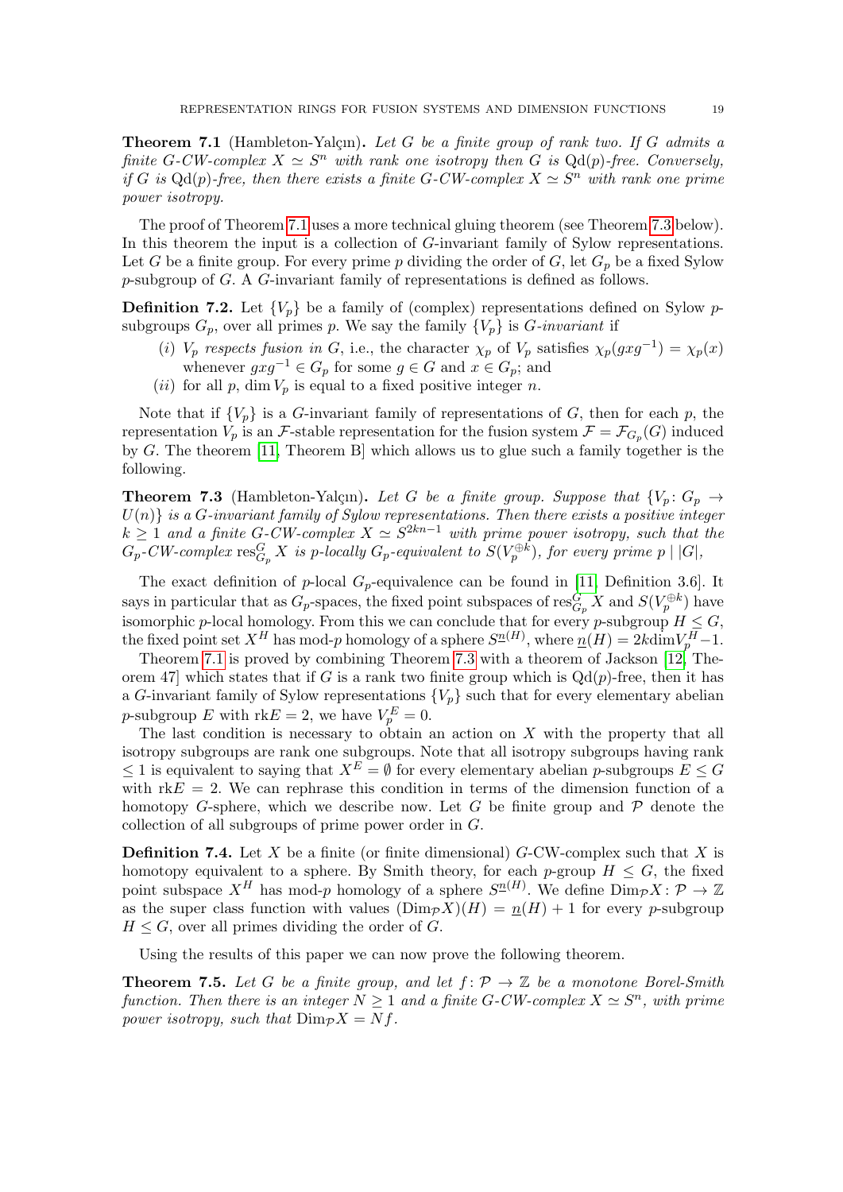**Theorem 7.1** (Hambleton-Yalçın)**.** *Let $G$ be a finite group of rank two. If $G$ admits a finite $G$-CW-complex $X \simeq S^n$ with rank one isotropy then $G$ is $\mathrm{Qd}(p)$-free. Conversely, if $G$ is $\mathrm{Qd}(p)$-free, then there exists a finite $G$-CW-complex $X \simeq S^n$ with rank one prime power isotropy.*

The proof of Theorem 7.1 uses a more technical gluing theorem (see Theorem 7.3 below). In this theorem the input is a collection of $G$-invariant family of Sylow representations. Let $G$ be a finite group. For every prime $p$ dividing the order of $G$, let $G_p$ be a fixed Sylow $p$-subgroup of $G$. A $G$-invariant family of representations is defined as follows.

**Definition 7.2.** Let $\{V_p\}$ be a family of (complex) representations defined on Sylow $p$-subgroups $G_p$, over all primes $p$. We say the family $\{V_p\}$ is *$G$-invariant* if

- $(i)$ $V_p$ *respects fusion in* $G$, i.e., the character $\chi_p$ of $V_p$ satisfies $\chi_p(gxg^{-1}) = \chi_p(x)$ whenever $gxg^{-1} \in G_p$ for some $g \in G$ and $x \in G_p$; and
- $(ii)$ for all $p$, $\dim V_p$ is equal to a fixed positive integer $n$.

Note that if $\{V_p\}$ is a $G$-invariant family of representations of $G$, then for each $p$, the representation $V_p$ is an $\mathcal{F}$-stable representation for the fusion system $\mathcal{F} = \mathcal{F}_{G_p}(G)$ induced by $G$. The theorem [11, Theorem B] which allows us to glue such a family together is the following.

**Theorem 7.3** (Hambleton-Yalçın)**.** *Let $G$ be a finite group. Suppose that $\{V_p \colon G_p \to U(n)\}$ is a $G$-invariant family of Sylow representations. Then there exists a positive integer $k \geq 1$ and a finite $G$-CW-complex $X \simeq S^{2kn-1}$ with prime power isotropy, such that the $G_p$-CW-complex $\mathrm{res}^G_{G_p} X$ is $p$-locally $G_p$-equivalent to $S(V_p^{\oplus k})$, for every prime $p \mid |G|$,*

The exact definition of $p$-local $G_p$-equivalence can be found in [11, Definition 3.6]. It says in particular that as $G_p$-spaces, the fixed point subspaces of $\mathrm{res}^G_{G_p} X$ and $S(V_p^{\oplus k})$ have isomorphic $p$-local homology. From this we can conclude that for every $p$-subgroup $H \leq G$, the fixed point set $X^H$ has mod-$p$ homology of a sphere $S^{\underline{n}(H)}$, where $\underline{n}(H) = 2k\dim V_p^H - 1$.

Theorem 7.1 is proved by combining Theorem 7.3 with a theorem of Jackson [12, Theorem 47] which states that if $G$ is a rank two finite group which is $\mathrm{Qd}(p)$-free, then it has a $G$-invariant family of Sylow representations $\{V_p\}$ such that for every elementary abelian $p$-subgroup $E$ with $\mathrm{rk}E = 2$, we have $V_p^E = 0$.

The last condition is necessary to obtain an action on $X$ with the property that all isotropy subgroups are rank one subgroups. Note that all isotropy subgroups having rank $\leq 1$ is equivalent to saying that $X^E = \emptyset$ for every elementary abelian $p$-subgroups $E \leq G$ with $\mathrm{rk}E = 2$. We can rephrase this condition in terms of the dimension function of a homotopy $G$-sphere, which we describe now. Let $G$ be finite group and $\mathcal{P}$ denote the collection of all subgroups of prime power order in $G$.

**Definition 7.4.** Let $X$ be a finite (or finite dimensional) $G$-CW-complex such that $X$ is homotopy equivalent to a sphere. By Smith theory, for each $p$-group $H \leq G$, the fixed point subspace $X^H$ has mod-$p$ homology of a sphere $S^{\underline{n}(H)}$. We define $\mathrm{Dim}_{\mathcal{P}} X \colon \mathcal{P} \to \mathbb{Z}$ as the super class function with values $(\mathrm{Dim}_{\mathcal{P}} X)(H) = \underline{n}(H) + 1$ for every $p$-subgroup $H \leq G$, over all primes dividing the order of $G$.

Using the results of this paper we can now prove the following theorem.

**Theorem 7.5.** *Let $G$ be a finite group, and let $f \colon \mathcal{P} \to \mathbb{Z}$ be a monotone Borel-Smith function. Then there is an integer $N \geq 1$ and a finite $G$-CW-complex $X \simeq S^n$, with prime power isotropy, such that $\mathrm{Dim}_{\mathcal{P}} X = Nf$.*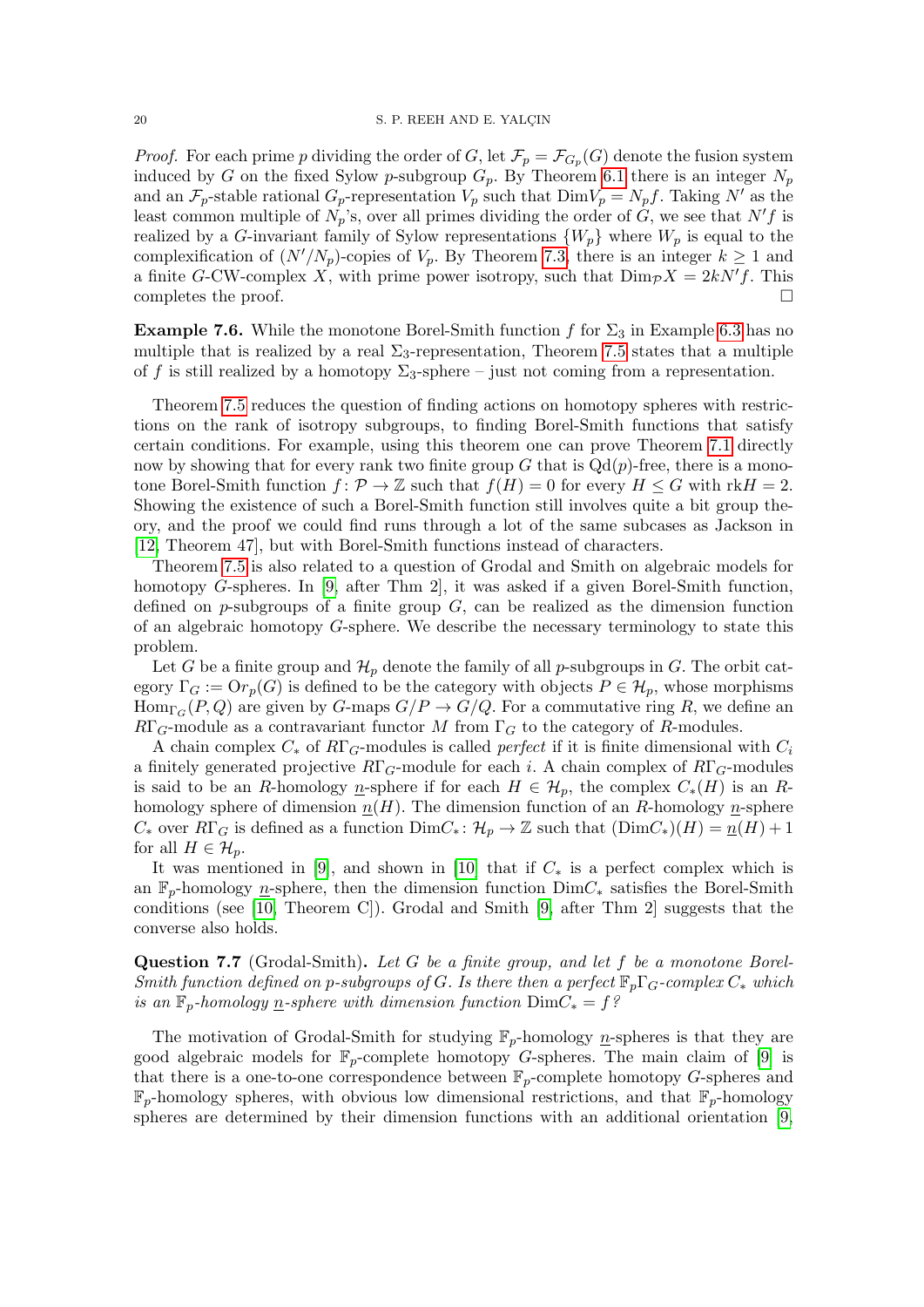*Proof.* For each prime $p$ dividing the order of $G$, let $\mathcal{F}_p = \mathcal{F}_{G_p}(G)$ denote the fusion system induced by $G$ on the fixed Sylow $p$-subgroup $G_p$. By Theorem 6.1 there is an integer $N_p$ and an $\mathcal{F}_p$-stable rational $G_p$-representation $V_p$ such that $\mathrm{Dim} V_p = N_p f$. Taking $N'$ as the least common multiple of $N_p$'s, over all primes dividing the order of $G$, we see that $N'f$ is realized by a $G$-invariant family of Sylow representations $\{W_p\}$ where $W_p$ is equal to the complexification of $(N'/N_p)$-copies of $V_p$. By Theorem 7.3, there is an integer $k \geq 1$ and a finite $G$-CW-complex $X$, with prime power isotropy, such that $\mathrm{Dim}_{\mathcal{P}} X = 2kN'f$. This completes the proof. □

**Example 7.6.** While the monotone Borel-Smith function $f$ for $\Sigma_3$ in Example 6.3 has no multiple that is realized by a real $\Sigma_3$-representation, Theorem 7.5 states that a multiple of $f$ is still realized by a homotopy $\Sigma_3$-sphere – just not coming from a representation.

Theorem 7.5 reduces the question of finding actions on homotopy spheres with restrictions on the rank of isotropy subgroups, to finding Borel-Smith functions that satisfy certain conditions. For example, using this theorem one can prove Theorem 7.1 directly now by showing that for every rank two finite group $G$ that is $\mathrm{Qd}(p)$-free, there is a monotone Borel-Smith function $f\colon \mathcal{P} \to \mathbb{Z}$ such that $f(H) = 0$ for every $H \leq G$ with $\mathrm{rk} H = 2$. Showing the existence of such a Borel-Smith function still involves quite a bit group theory, and the proof we could find runs through a lot of the same subcases as Jackson in [12, Theorem 47], but with Borel-Smith functions instead of characters.

Theorem 7.5 is also related to a question of Grodal and Smith on algebraic models for homotopy $G$-spheres. In [9, after Thm 2], it was asked if a given Borel-Smith function, defined on $p$-subgroups of a finite group $G$, can be realized as the dimension function of an algebraic homotopy $G$-sphere. We describe the necessary terminology to state this problem.

Let $G$ be a finite group and $\mathcal{H}_p$ denote the family of all $p$-subgroups in $G$. The orbit category $\Gamma_G := \mathrm{Or}_p(G)$ is defined to be the category with objects $P \in \mathcal{H}_p$, whose morphisms $\mathrm{Hom}_{\Gamma_G}(P, Q)$ are given by $G$-maps $G/P \to G/Q$. For a commutative ring $R$, we define an $R\Gamma_G$-module as a contravariant functor $M$ from $\Gamma_G$ to the category of $R$-modules.

A chain complex $C_*$ of $R\Gamma_G$-modules is called *perfect* if it is finite dimensional with $C_i$ a finitely generated projective $R\Gamma_G$-module for each $i$. A chain complex of $R\Gamma_G$-modules is said to be an $R$-homology $\underline{n}$-sphere if for each $H \in \mathcal{H}_p$, the complex $C_*(H)$ is an $R$-homology sphere of dimension $\underline{n}(H)$. The dimension function of an $R$-homology $\underline{n}$-sphere $C_*$ over $R\Gamma_G$ is defined as a function $\mathrm{Dim} C_*\colon \mathcal{H}_p \to \mathbb{Z}$ such that $(\mathrm{Dim} C_*)(H) = \underline{n}(H) + 1$ for all $H \in \mathcal{H}_p$.

It was mentioned in [9], and shown in [10] that if $C_*$ is a perfect complex which is an $\mathbb{F}_p$-homology $\underline{n}$-sphere, then the dimension function $\mathrm{Dim} C_*$ satisfies the Borel-Smith conditions (see [10, Theorem C]). Grodal and Smith [9, after Thm 2] suggests that the converse also holds.

**Question 7.7** (Grodal-Smith)**.** *Let $G$ be a finite group, and let $f$ be a monotone Borel-Smith function defined on $p$-subgroups of $G$. Is there then a perfect $\mathbb{F}_p\Gamma_G$-complex $C_*$ which is an $\mathbb{F}_p$-homology $\underline{n}$-sphere with dimension function $\mathrm{Dim} C_* = f$?*

The motivation of Grodal-Smith for studying $\mathbb{F}_p$-homology $\underline{n}$-spheres is that they are good algebraic models for $\mathbb{F}_p$-complete homotopy $G$-spheres. The main claim of [9] is that there is a one-to-one correspondence between $\mathbb{F}_p$-complete homotopy $G$-spheres and $\mathbb{F}_p$-homology spheres, with obvious low dimensional restrictions, and that $\mathbb{F}_p$-homology spheres are determined by their dimension functions with an additional orientation [9,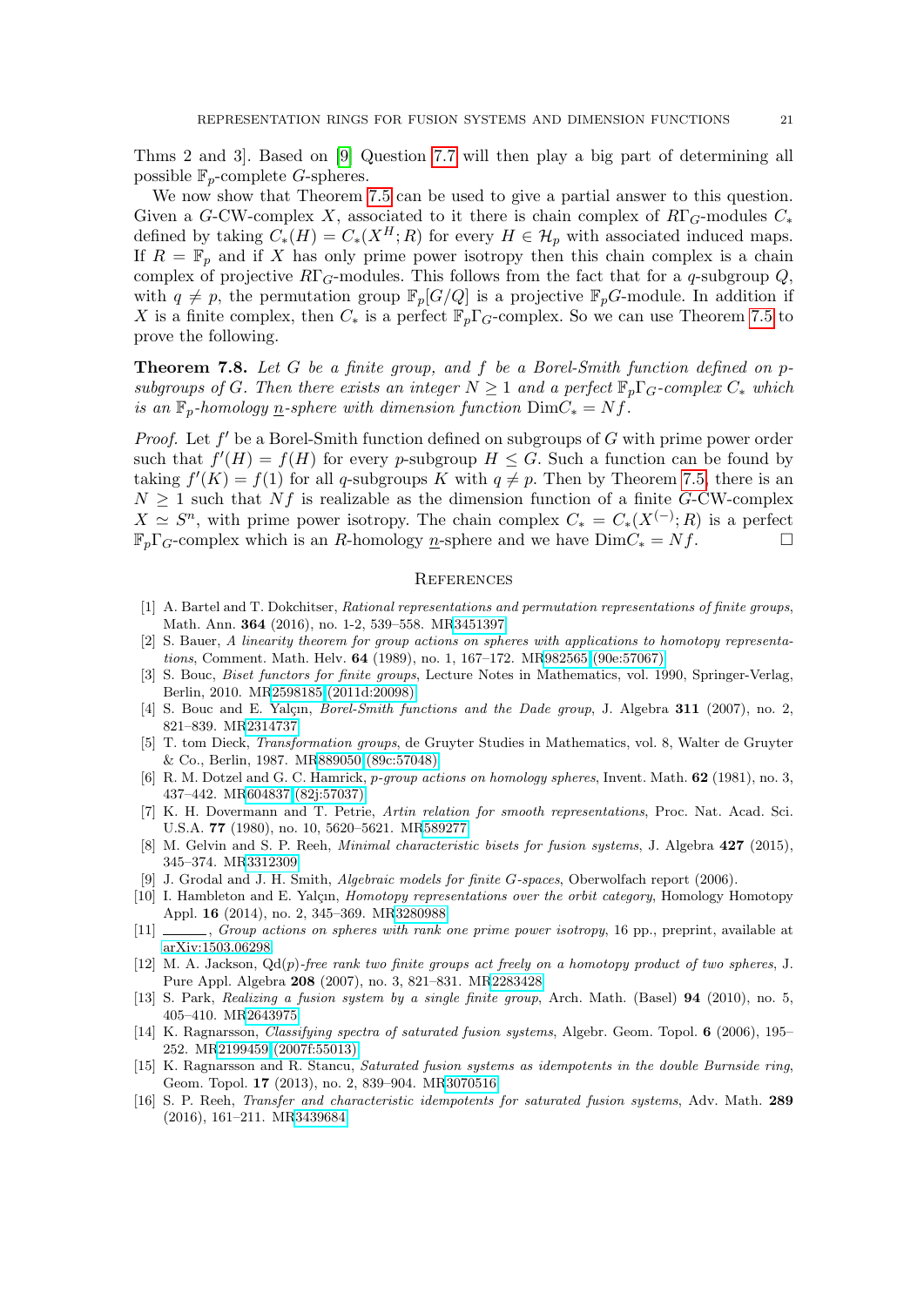Thms 2 and 3]. Based on [9] Question 7.7 will then play a big part of determining all possible $\mathbb{F}_p$-complete $G$-spheres.

We now show that Theorem 7.5 can be used to give a partial answer to this question. Given a $G$-CW-complex $X$, associated to it there is chain complex of $R\Gamma_G$-modules $C_*$ defined by taking $C_*(H) = C_*(X^H; R)$ for every $H \in \mathcal{H}_p$ with associated induced maps. If $R = \mathbb{F}_p$ and if $X$ has only prime power isotropy then this chain complex is a chain complex of projective $R\Gamma_G$-modules. This follows from the fact that for a $q$-subgroup $Q$, with $q \neq p$, the permutation group $\mathbb{F}_p[G/Q]$ is a projective $\mathbb{F}_pG$-module. In addition if $X$ is a finite complex, then $C_*$ is a perfect $\mathbb{F}_p\Gamma_G$-complex. So we can use Theorem 7.5 to prove the following.

**Theorem 7.8.** *Let $G$ be a finite group, and $f$ be a Borel-Smith function defined on $p$-subgroups of $G$. Then there exists an integer $N \geq 1$ and a perfect $\mathbb{F}_p\Gamma_G$-complex $C_*$ which is an $\mathbb{F}_p$-homology $\underline{n}$-sphere with dimension function $\mathrm{Dim} C_* = Nf$.*

*Proof.* Let $f'$ be a Borel-Smith function defined on subgroups of $G$ with prime power order such that $f'(H) = f(H)$ for every $p$-subgroup $H \leq G$. Such a function can be found by taking $f'(K) = f(1)$ for all $q$-subgroups $K$ with $q \neq p$. Then by Theorem 7.5, there is an $N \geq 1$ such that $Nf$ is realizable as the dimension function of a finite $G$-CW-complex $X \simeq S^n$, with prime power isotropy. The chain complex $C_* = C_*(X^{(-)}; R)$ is a perfect $\mathbb{F}_p\Gamma_G$-complex which is an $R$-homology $\underline{n}$-sphere and we have $\mathrm{Dim} C_* = Nf$. □

## References

[1] A. Bartel and T. Dokchitser, *Rational representations and permutation representations of finite groups*, Math. Ann. **364** (2016), no. 1-2, 539–558. MR3451397

[2] S. Bauer, *A linearity theorem for group actions on spheres with applications to homotopy representations*, Comment. Math. Helv. **64** (1989), no. 1, 167–172. MR982565 (90e:57067)

[3] S. Bouc, *Biset functors for finite groups*, Lecture Notes in Mathematics, vol. 1990, Springer-Verlag, Berlin, 2010. MR2598185 (2011d:20098)

[4] S. Bouc and E. Yalçın, *Borel-Smith functions and the Dade group*, J. Algebra **311** (2007), no. 2, 821–839. MR2314737

[5] T. tom Dieck, *Transformation groups*, de Gruyter Studies in Mathematics, vol. 8, Walter de Gruyter & Co., Berlin, 1987. MR889050 (89c:57048)

[6] R. M. Dotzel and G. C. Hamrick, *p-group actions on homology spheres*, Invent. Math. **62** (1981), no. 3, 437–442. MR604837 (82j:57037)

[7] K. H. Dovermann and T. Petrie, *Artin relation for smooth representations*, Proc. Nat. Acad. Sci. U.S.A. **77** (1980), no. 10, 5620–5621. MR589277

[8] M. Gelvin and S. P. Reeh, *Minimal characteristic bisets for fusion systems*, J. Algebra **427** (2015), 345–374. MR3312309

[9] J. Grodal and J. H. Smith, *Algebraic models for finite G-spaces*, Oberwolfach report (2006).

[10] I. Hambleton and E. Yalçın, *Homotopy representations over the orbit category*, Homology Homotopy Appl. **16** (2014), no. 2, 345–369. MR3280988

[11] ______, *Group actions on spheres with rank one prime power isotropy*, 16 pp., preprint, available at arXiv:1503.06298.

[12] M. A. Jackson, *Qd(p)-free rank two finite groups act freely on a homotopy product of two spheres*, J. Pure Appl. Algebra **208** (2007), no. 3, 821–831. MR2283428

[13] S. Park, *Realizing a fusion system by a single finite group*, Arch. Math. (Basel) **94** (2010), no. 5, 405–410. MR2643975

[14] K. Ragnarsson, *Classifying spectra of saturated fusion systems*, Algebr. Geom. Topol. **6** (2006), 195–252. MR2199459 (2007f:55013)

[15] K. Ragnarsson and R. Stancu, *Saturated fusion systems as idempotents in the double Burnside ring*, Geom. Topol. **17** (2013), no. 2, 839–904. MR3070516

[16] S. P. Reeh, *Transfer and characteristic idempotents for saturated fusion systems*, Adv. Math. **289** (2016), 161–211. MR3439684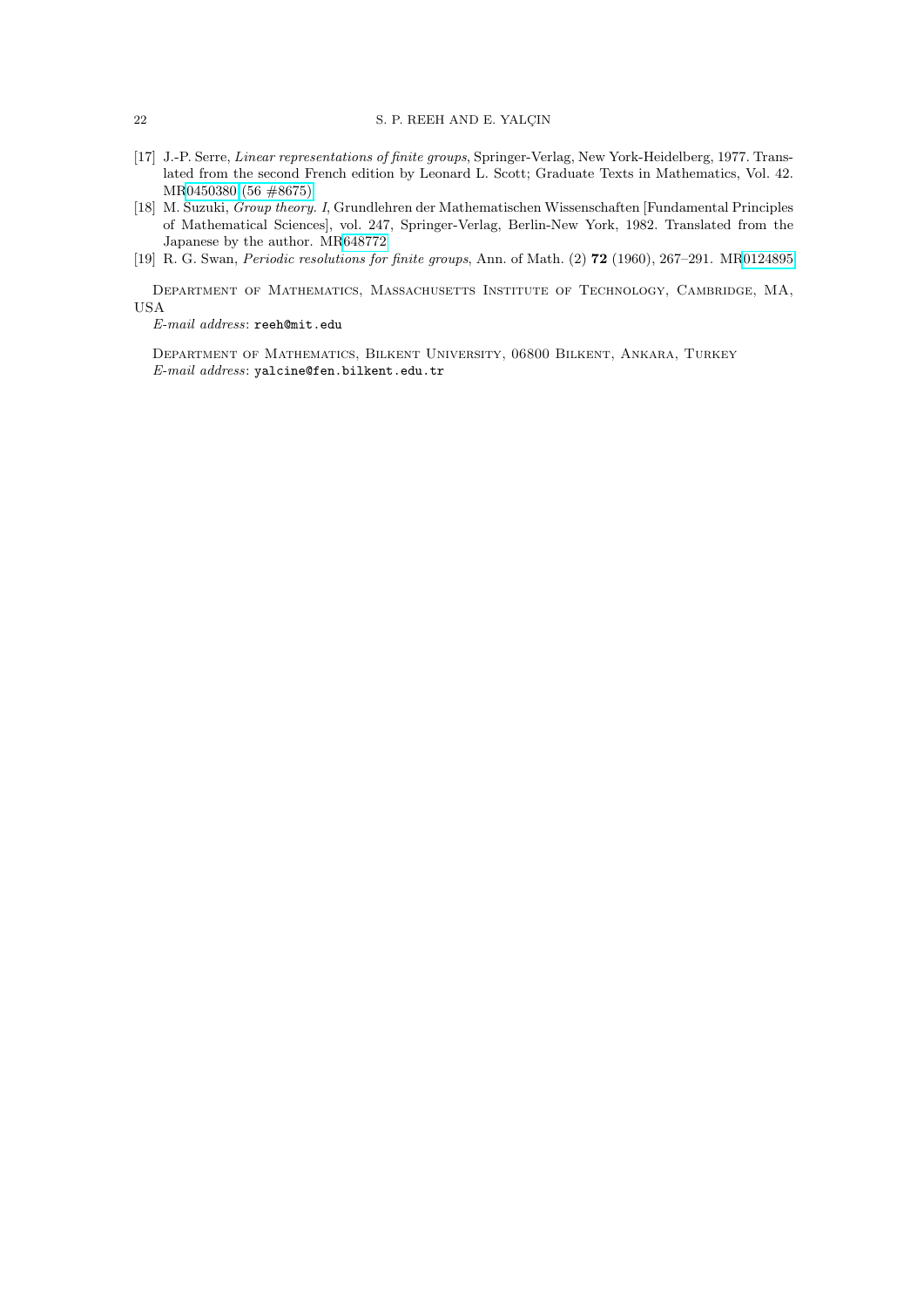[17] J.-P. Serre, *Linear representations of finite groups*, Springer-Verlag, New York-Heidelberg, 1977. Translated from the second French edition by Leonard L. Scott; Graduate Texts in Mathematics, Vol. 42. MR0450380 (56 #8675)

[18] M. Suzuki, *Group theory. I*, Grundlehren der Mathematischen Wissenschaften [Fundamental Principles of Mathematical Sciences], vol. 247, Springer-Verlag, Berlin-New York, 1982. Translated from the Japanese by the author. MR648772

[19] R. G. Swan, *Periodic resolutions for finite groups*, Ann. of Math. (2) **72** (1960), 267–291. MR0124895

Department of Mathematics, Massachusetts Institute of Technology, Cambridge, MA, USA

*E-mail address*: `reeh@mit.edu`

Department of Mathematics, Bilkent University, 06800 Bilkent, Ankara, Turkey

*E-mail address*: `yalcine@fen.bilkent.edu.tr`